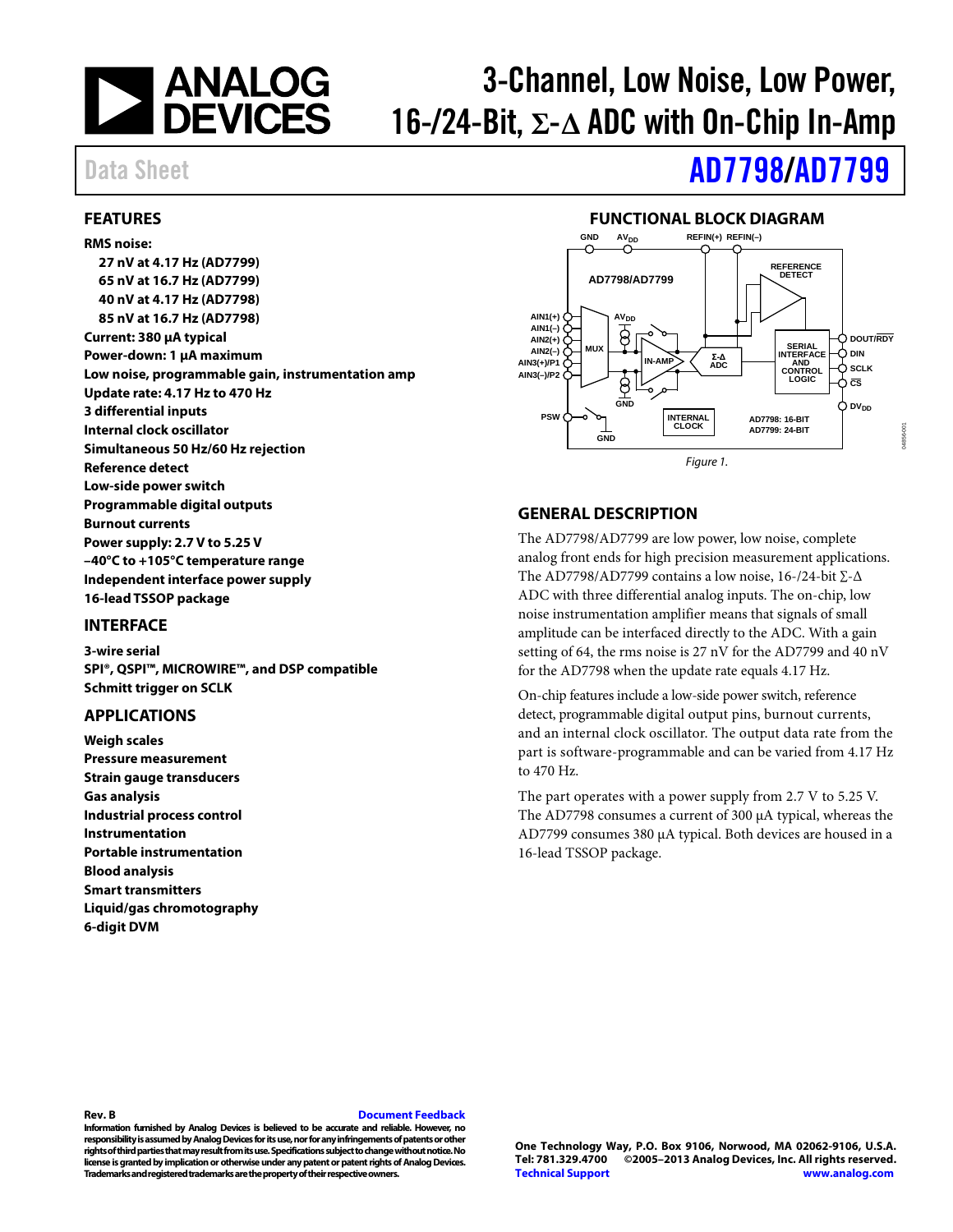# 3-Channel, Low Noise, Low Power, 16-/24-Bit, Σ-Δ ADC with On-Chip In-Amp

Data Sheet

# AD7798/AD7799

## FEATURES

**RMS noise:**

- **27 nV at 4.17 Hz (AD7799)**
- **65 nV at 16.7 Hz (AD7799)**
- **40 nV at 4.17 Hz (AD7798)**
- **85 nV at 16.7 Hz (AD7798)**

**Current: 380 µA typical**
**Power-down: 1 µA maximum**
**Low noise, programmable gain, instrumentation amp**
**Update rate: 4.17 Hz to 470 Hz**
**3 differential inputs**
**Internal clock oscillator**
**Simultaneous 50 Hz/60 Hz rejection**
**Reference detect**
**Low-side power switch**
**Programmable digital outputs**
**Burnout currents**
**Power supply: 2.7 V to 5.25 V**
**–40°C to +105°C temperature range**
**Independent interface power supply**
**16-lead TSSOP package**

## INTERFACE

**3-wire serial**
**SPI®, QSPI™, MICROWIRE™, and DSP compatible**
**Schmitt trigger on SCLK**

## APPLICATIONS

**Weigh scales**
**Pressure measurement**
**Strain gauge transducers**
**Gas analysis**
**Industrial process control**
**Instrumentation**
**Portable instrumentation**
**Blood analysis**
**Smart transmitters**
**Liquid/gas chromotography**
**6-digit DVM**

## FUNCTIONAL BLOCK DIAGRAM

*Figure 1.*

## GENERAL DESCRIPTION

The AD7798/AD7799 are low power, low noise, complete analog front ends for high precision measurement applications. The AD7798/AD7799 contains a low noise, 16-/24-bit Σ-Δ ADC with three differential analog inputs. The on-chip, low noise instrumentation amplifier means that signals of small amplitude can be interfaced directly to the ADC. With a gain setting of 64, the rms noise is 27 nV for the AD7799 and 40 nV for the AD7798 when the update rate equals 4.17 Hz.

On-chip features include a low-side power switch, reference detect, programmable digital output pins, burnout currents, and an internal clock oscillator. The output data rate from the part is software-programmable and can be varied from 4.17 Hz to 470 Hz.

The part operates with a power supply from 2.7 V to 5.25 V. The AD7798 consumes a current of 300 µA typical, whereas the AD7799 consumes 380 µA typical. Both devices are housed in a 16-lead TSSOP package.

**Rev. B** Document Feedback
**Information furnished by Analog Devices is believed to be accurate and reliable. However, no responsibility is assumed by Analog Devices for its use, nor for any infringements of patents or other rights of third parties that may result from its use. Specifications subject to change without notice. No license is granted by implication or otherwise under any patent or patent rights of Analog Devices. Trademarks and registered trademarks are the property of their respective owners.**

**One Technology Way, P.O. Box 9106, Norwood, MA 02062-9106, U.S.A.**
**Tel: 781.329.4700 ©2005–2013 Analog Devices, Inc. All rights reserved.**
**Technical Support www.analog.com**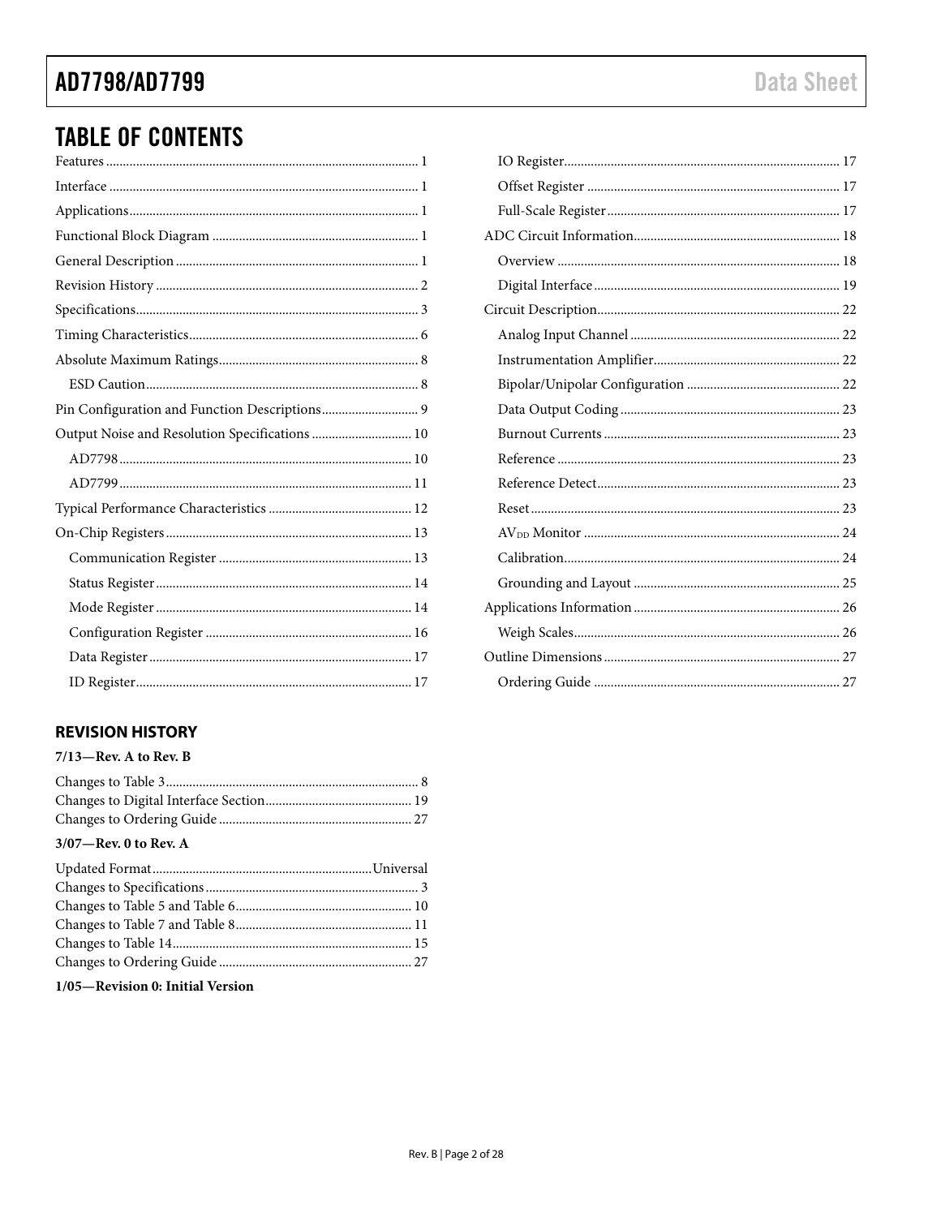## TABLE OF CONTENTS

Features ............................................................ 1
Interface ............................................................ 1
Applications ............................................................ 1
Functional Block Diagram ............................................................ 1
General Description ............................................................ 1
Revision History ............................................................ 2
Specifications ............................................................ 3
Timing Characteristics ............................................................ 6
Absolute Maximum Ratings ............................................................ 8
  ESD Caution ............................................................ 8
Pin Configuration and Function Descriptions ............................................................ 9
Output Noise and Resolution Specifications ............................................................ 10
  AD7798 ............................................................ 10
  AD7799 ............................................................ 11
Typical Performance Characteristics ............................................................ 12
On-Chip Registers ............................................................ 13
  Communication Register ............................................................ 13
  Status Register ............................................................ 14
  Mode Register ............................................................ 14
  Configuration Register ............................................................ 16
  Data Register ............................................................ 17
  ID Register ............................................................ 17
  IO Register ............................................................ 17
  Offset Register ............................................................ 17
  Full-Scale Register ............................................................ 17
ADC Circuit Information ............................................................ 18
  Overview ............................................................ 18
  Digital Interface ............................................................ 19
Circuit Description ............................................................ 22
  Analog Input Channel ............................................................ 22
  Instrumentation Amplifier ............................................................ 22
  Bipolar/Unipolar Configuration ............................................................ 22
  Data Output Coding ............................................................ 23
  Burnout Currents ............................................................ 23
  Reference ............................................................ 23
  Reference Detect ............................................................ 23
  Reset ............................................................ 23
  $AV_{DD}$ Monitor ............................................................ 24
  Calibration ............................................................ 24
  Grounding and Layout ............................................................ 25
Applications Information ............................................................ 26
  Weigh Scales ............................................................ 26
Outline Dimensions ............................................................ 27
  Ordering Guide ............................................................ 27

### REVISION HISTORY

**7/13—Rev. A to Rev. B**

Changes to Table 3 ............................................................ 8
Changes to Digital Interface Section ............................................................ 19
Changes to Ordering Guide ............................................................ 27

**3/07—Rev. 0 to Rev. A**

Updated Format ............................................................ Universal
Changes to Specifications ............................................................ 3
Changes to Table 5 and Table 6 ............................................................ 10
Changes to Table 7 and Table 8 ............................................................ 11
Changes to Table 14 ............................................................ 15
Changes to Ordering Guide ............................................................ 27

**1/05—Revision 0: Initial Version**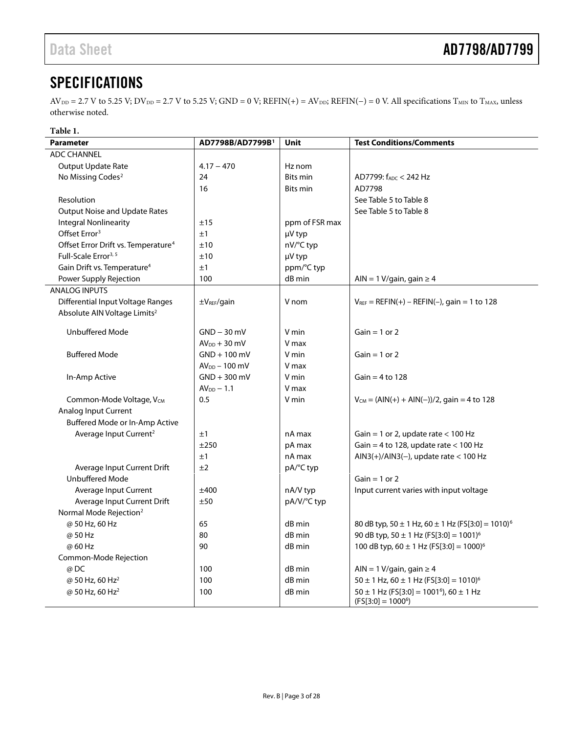# SPECIFICATIONS

$AV_{DD}$ = 2.7 V to 5.25 V; $DV_{DD}$ = 2.7 V to 5.25 V; GND = 0 V; REFIN(+) = $AV_{DD}$; REFIN(−) = 0 V. All specifications $T_{MIN}$ to $T_{MAX}$, unless otherwise noted.

**Table 1.**

| Parameter | AD7798B/AD7799B[1] | Unit | Test Conditions/Comments |
|---|---|---|---|
| ADC CHANNEL | | | |
| Output Update Rate | 4.17 – 470 | Hz nom | |
| No Missing Codes[2] | 24 | Bits min | AD7799: $f_{ADC}$ < 242 Hz |
| | 16 | Bits min | AD7798 |
| Resolution | | | See Table 5 to Table 8 |
| Output Noise and Update Rates | | | See Table 5 to Table 8 |
| Integral Nonlinearity | ±15 | ppm of FSR max | |
| Offset Error[3] | ±1 | μV typ | |
| Offset Error Drift vs. Temperature[4] | ±10 | nV/°C typ | |
| Full-Scale Error[3, 5] | ±10 | μV typ | |
| Gain Drift vs. Temperature[4] | ±1 | ppm/°C typ | |
| Power Supply Rejection | 100 | dB min | AIN = 1 V/gain, gain ≥ 4 |
| ANALOG INPUTS | | | |
| Differential Input Voltage Ranges | $\pm V_{REF}$/gain | V nom | $V_{REF}$ = REFIN(+) − REFIN(−), gain = 1 to 128 |
| Absolute AIN Voltage Limits[2] | | | |
| Unbuffered Mode | GND − 30 mV | V min | Gain = 1 or 2 |
| | $AV_{DD}$ + 30 mV | V max | |
| Buffered Mode | GND + 100 mV | V min | Gain = 1 or 2 |
| | $AV_{DD}$ − 100 mV | V max | |
| In-Amp Active | GND + 300 mV | V min | Gain = 4 to 128 |
| | $AV_{DD}$ − 1.1 | V max | |
| Common-Mode Voltage, $V_{CM}$ | 0.5 | V min | $V_{CM}$ = (AIN(+) + AIN(−))/2, gain = 4 to 128 |
| Analog Input Current | | | |
| Buffered Mode or In-Amp Active | | | |
| Average Input Current[2] | ±1 | nA max | Gain = 1 or 2, update rate < 100 Hz |
| | ±250 | pA max | Gain = 4 to 128, update rate < 100 Hz |
| | ±1 | nA max | AIN3(+)/AIN3(−), update rate < 100 Hz |
| Average Input Current Drift | ±2 | pA/°C typ | |
| Unbuffered Mode | | | Gain = 1 or 2 |
| Average Input Current | ±400 | nA/V typ | Input current varies with input voltage |
| Average Input Current Drift | ±50 | pA/V/°C typ | |
| Normal Mode Rejection[2] | | | |
| @ 50 Hz, 60 Hz | 65 | dB min | 80 dB typ, 50 ± 1 Hz, 60 ± 1 Hz (FS[3:0] = 1010)[6] |
| @ 50 Hz | 80 | dB min | 90 dB typ, 50 ± 1 Hz (FS[3:0] = 1001)[6] |
| @ 60 Hz | 90 | dB min | 100 dB typ, 60 ± 1 Hz (FS[3:0] = 1000)[6] |
| Common-Mode Rejection | | | |
| @ DC | 100 | dB min | AIN = 1 V/gain, gain ≥ 4 |
| @ 50 Hz, 60 Hz[2] | 100 | dB min | 50 ± 1 Hz, 60 ± 1 Hz (FS[3:0] = 1010)[6] |
| @ 50 Hz, 60 Hz[2] | 100 | dB min | 50 ± 1 Hz (FS[3:0] = 1001[6]), 60 ± 1 Hz (FS[3:0] = 1000[6]) |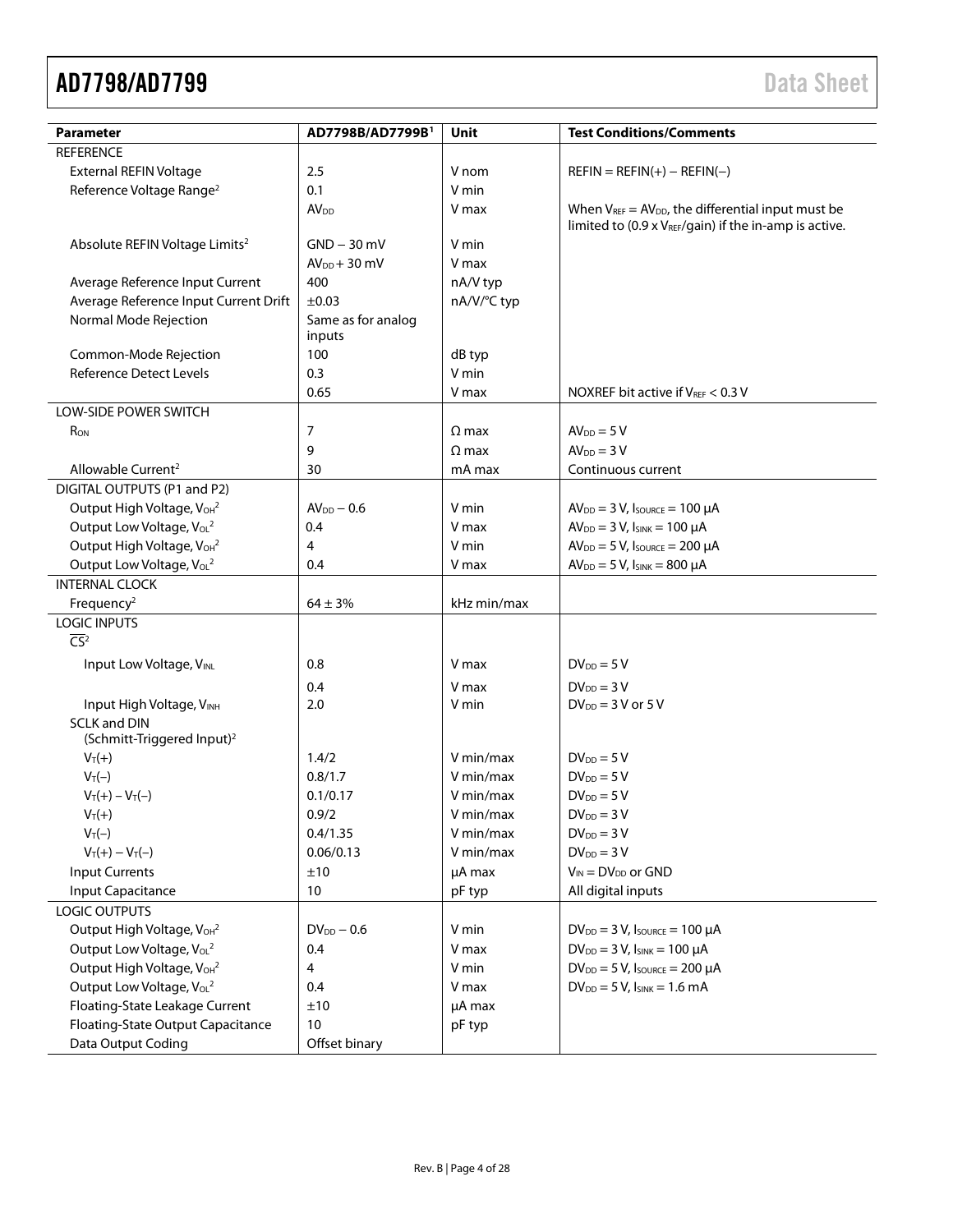| Parameter | AD7798B/AD7799B[1] | Unit | Test Conditions/Comments |
|---|---|---|---|
| REFERENCE | | | |
| External REFIN Voltage | 2.5 | V nom | REFIN = REFIN(+) − REFIN(−) |
| Reference Voltage Range[2] | 0.1 | V min | |
| | $AV_{DD}$ | V max | When $V_{REF}$ = $AV_{DD}$, the differential input must be limited to (0.9 x $V_{REF}$/gain) if the in-amp is active. |
| Absolute REFIN Voltage Limits[2] | GND − 30 mV | V min | |
| | $AV_{DD}$ + 30 mV | V max | |
| Average Reference Input Current | 400 | nA/V typ | |
| Average Reference Input Current Drift | ±0.03 | nA/V/°C typ | |
| Normal Mode Rejection | Same as for analog inputs | | |
| Common-Mode Rejection | 100 | dB typ | |
| Reference Detect Levels | 0.3 | V min | |
| | 0.65 | V max | NOXREF bit active if $V_{REF}$ < 0.3 V |
| LOW-SIDE POWER SWITCH | | | |
| $R_{ON}$ | 7 | Ω max | $AV_{DD}$ = 5 V |
| | 9 | Ω max | $AV_{DD}$ = 3 V |
| Allowable Current[2] | 30 | mA max | Continuous current |
| DIGITAL OUTPUTS (P1 and P2) | | | |
| Output High Voltage, $V_{OH}$[2] | $AV_{DD}$ − 0.6 | V min | $AV_{DD}$ = 3 V, $I_{SOURCE}$ = 100 µA |
| Output Low Voltage, $V_{OL}$[2] | 0.4 | V max | $AV_{DD}$ = 3 V, $I_{SINK}$ = 100 µA |
| Output High Voltage, $V_{OH}$[2] | 4 | V min | $AV_{DD}$ = 5 V, $I_{SOURCE}$ = 200 µA |
| Output Low Voltage, $V_{OL}$[2] | 0.4 | V max | $AV_{DD}$ = 5 V, $I_{SINK}$ = 800 µA |
| INTERNAL CLOCK | | | |
| Frequency[2] | 64 ± 3% | kHz min/max | |
| LOGIC INPUTS | | | |
| $\overline{CS}$[2] | | | |
| Input Low Voltage, $V_{INL}$ | 0.8 | V max | $DV_{DD}$ = 5 V |
| | 0.4 | V max | $DV_{DD}$ = 3 V |
| Input High Voltage, $V_{INH}$ | 2.0 | V min | $DV_{DD}$ = 3 V or 5 V |
| SCLK and DIN (Schmitt-Triggered Input)[2] | | | |
| $V_T(+)$ | 1.4/2 | V min/max | $DV_{DD}$ = 5 V |
| $V_T(-)$ | 0.8/1.7 | V min/max | $DV_{DD}$ = 5 V |
| $V_T(+) - V_T(-)$ | 0.1/0.17 | V min/max | $DV_{DD}$ = 5 V |
| $V_T(+)$ | 0.9/2 | V min/max | $DV_{DD}$ = 3 V |
| $V_T(-)$ | 0.4/1.35 | V min/max | $DV_{DD}$ = 3 V |
| $V_T(+) - V_T(-)$ | 0.06/0.13 | V min/max | $DV_{DD}$ = 3 V |
| Input Currents | ±10 | µA max | $V_{IN}$ = $DV_{DD}$ or GND |
| Input Capacitance | 10 | pF typ | All digital inputs |
| LOGIC OUTPUTS | | | |
| Output High Voltage, $V_{OH}$[2] | $DV_{DD}$ − 0.6 | V min | $DV_{DD}$ = 3 V, $I_{SOURCE}$ = 100 µA |
| Output Low Voltage, $V_{OL}$[2] | 0.4 | V max | $DV_{DD}$ = 3 V, $I_{SINK}$ = 100 µA |
| Output High Voltage, $V_{OH}$[2] | 4 | V min | $DV_{DD}$ = 5 V, $I_{SOURCE}$ = 200 µA |
| Output Low Voltage, $V_{OL}$[2] | 0.4 | V max | $DV_{DD}$ = 5 V, $I_{SINK}$ = 1.6 mA |
| Floating-State Leakage Current | ±10 | µA max | |
| Floating-State Output Capacitance | 10 | pF typ | |
| Data Output Coding | Offset binary | | |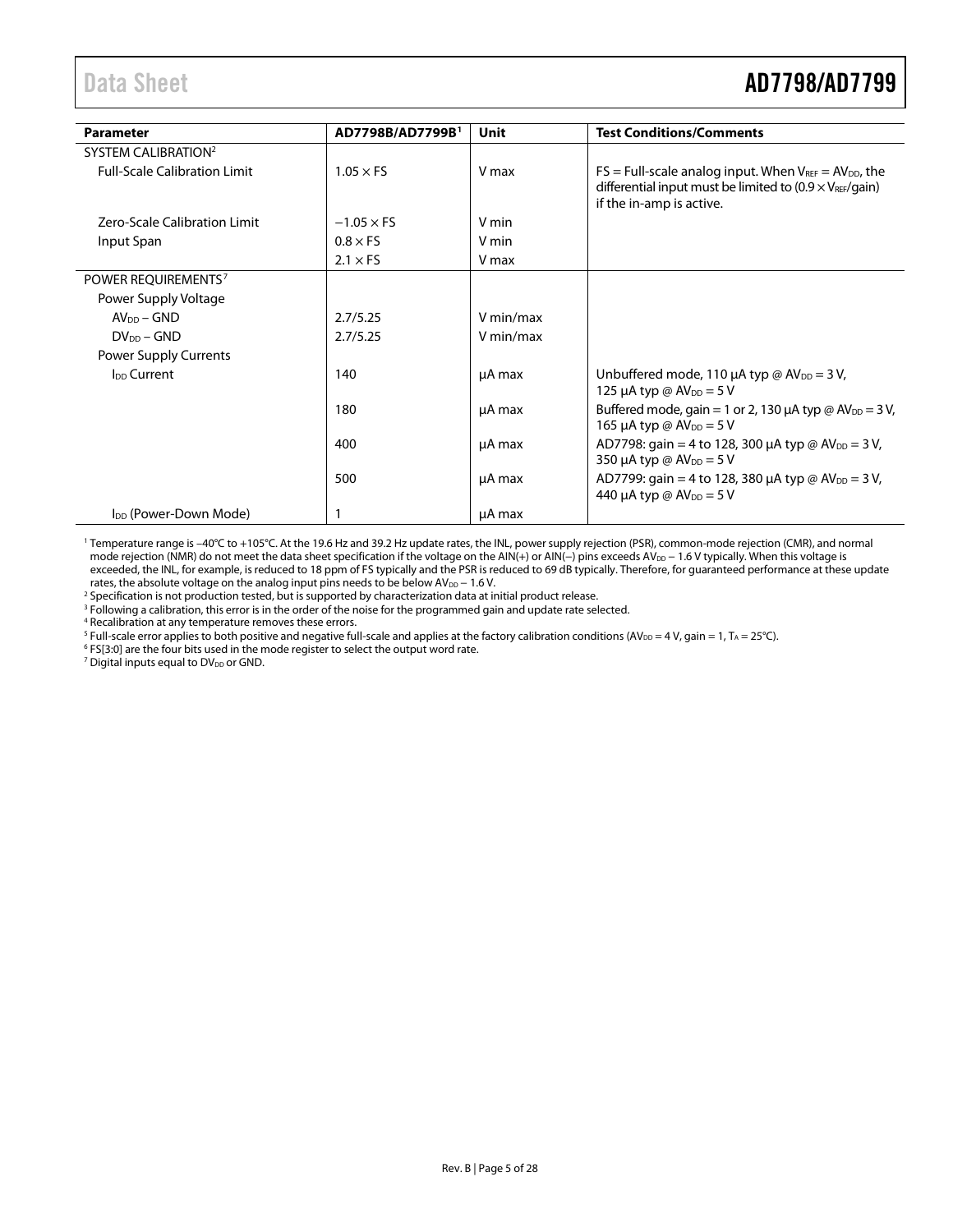| Parameter | AD7798B/AD7799B[1] | Unit | Test Conditions/Comments |
|---|---|---|---|
| SYSTEM CALIBRATION[2] | | | |
| Full-Scale Calibration Limit | $1.05 \times$ FS | V max | FS = Full-scale analog input. When $V_{REF} = AV_{DD}$, the differential input must be limited to $(0.9 \times V_{REF}/\text{gain})$ if the in-amp is active. |
| Zero-Scale Calibration Limit | $-1.05 \times$ FS | V min | |
| Input Span | $0.8 \times$ FS | V min | |
| | $2.1 \times$ FS | V max | |
| POWER REQUIREMENTS[7] | | | |
| Power Supply Voltage | | | |
| $AV_{DD}$ – GND | 2.7/5.25 | V min/max | |
| $DV_{DD}$ – GND | 2.7/5.25 | V min/max | |
| Power Supply Currents | | | |
| $I_{DD}$ Current | 140 | µA max | Unbuffered mode, 110 µA typ @ $AV_{DD}$ = 3 V, 125 µA typ @ $AV_{DD}$ = 5 V |
| | 180 | µA max | Buffered mode, gain = 1 or 2, 130 µA typ @ $AV_{DD}$ = 3 V, 165 µA typ @ $AV_{DD}$ = 5 V |
| | 400 | µA max | AD7798: gain = 4 to 128, 300 µA typ @ $AV_{DD}$ = 3 V, 350 µA typ @ $AV_{DD}$ = 5 V |
| | 500 | µA max | AD7799: gain = 4 to 128, 380 µA typ @ $AV_{DD}$ = 3 V, 440 µA typ @ $AV_{DD}$ = 5 V |
| $I_{DD}$ (Power-Down Mode) | 1 | µA max | |

[1] Temperature range is −40°C to +105°C. At the 19.6 Hz and 39.2 Hz update rates, the INL, power supply rejection (PSR), common-mode rejection (CMR), and normal mode rejection (NMR) do not meet the data sheet specification if the voltage on the AIN(+) or AIN(−) pins exceeds $AV_{DD}$ − 1.6 V typically. When this voltage is exceeded, the INL, for example, is reduced to 18 ppm of FS typically and the PSR is reduced to 69 dB typically. Therefore, for guaranteed performance at these update rates, the absolute voltage on the analog input pins needs to be below $AV_{DD}$ − 1.6 V.

[2] Specification is not production tested, but is supported by characterization data at initial product release.

[3] Following a calibration, this error is in the order of the noise for the programmed gain and update rate selected.

[4] Recalibration at any temperature removes these errors.

[5] Full-scale error applies to both positive and negative full-scale and applies at the factory calibration conditions ($AV_{DD}$ = 4 V, gain = 1, $T_A$ = 25°C).

[6] FS[3:0] are the four bits used in the mode register to select the output word rate.

[7] Digital inputs equal to $DV_{DD}$ or GND.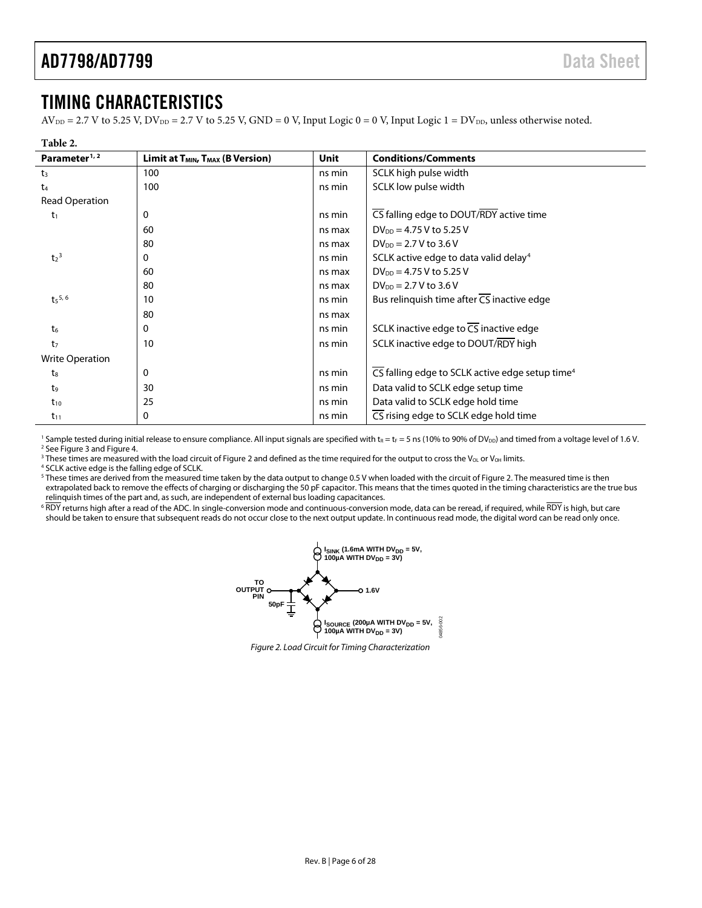## TIMING CHARACTERISTICS

$AV_{DD}$ = 2.7 V to 5.25 V, $DV_{DD}$ = 2.7 V to 5.25 V, GND = 0 V, Input Logic 0 = 0 V, Input Logic 1 = $DV_{DD}$, unless otherwise noted.

**Table 2.**

| Parameter[1,2] | Limit at $T_{MIN}$, $T_{MAX}$ (B Version) | Unit | Conditions/Comments |
|---|---|---|---|
| $t_3$ | 100 | ns min | SCLK high pulse width |
| $t_4$ | 100 | ns min | SCLK low pulse width |
| Read Operation | | | |
| $t_1$ | 0 | ns min | CS falling edge to DOUT/RDY active time |
| | 60 | ns max | $DV_{DD}$ = 4.75 V to 5.25 V |
| | 80 | ns max | $DV_{DD}$ = 2.7 V to 3.6 V |
| $t_2$[3] | 0 | ns min | SCLK active edge to data valid delay[4] |
| | 60 | ns max | $DV_{DD}$ = 4.75 V to 5.25 V |
| | 80 | ns max | $DV_{DD}$ = 2.7 V to 3.6 V |
| $t_5$[5, 6] | 10 | ns min | Bus relinquish time after CS inactive edge |
| | 80 | ns max | |
| $t_6$ | 0 | ns min | SCLK inactive edge to CS inactive edge |
| $t_7$ | 10 | ns min | SCLK inactive edge to DOUT/RDY high |
| Write Operation | | | |
| $t_8$ | 0 | ns min | CS falling edge to SCLK active edge setup time[4] |
| $t_9$ | 30 | ns min | Data valid to SCLK edge setup time |
| $t_{10}$ | 25 | ns min | Data valid to SCLK edge hold time |
| $t_{11}$ | 0 | ns min | CS rising edge to SCLK edge hold time |

[1] Sample tested during initial release to ensure compliance. All input signals are specified with $t_R = t_F$ = 5 ns (10% to 90% of $DV_{DD}$) and timed from a voltage level of 1.6 V.
[2] See Figure 3 and Figure 4.
[3] These times are measured with the load circuit of Figure 2 and defined as the time required for the output to cross the $V_{OL}$ or $V_{OH}$ limits.
[4] SCLK active edge is the falling edge of SCLK.
[5] These times are derived from the measured time taken by the data output to change 0.5 V when loaded with the circuit of Figure 2. The measured time is then extrapolated back to remove the effects of charging or discharging the 50 pF capacitor. This means that the times quoted in the timing characteristics are the true bus relinquish times of the part and, as such, are independent of external bus loading capacitances.
[6] RDY returns high after a read of the ADC. In single-conversion mode and continuous-conversion mode, data can be reread, if required, while RDY is high, but care should be taken to ensure that subsequent reads do not occur close to the next output update. In continuous read mode, the digital word can be read only once.

$I_{SINK}$ (1.6mA WITH $DV_{DD}$ = 5V, 100µA WITH $DV_{DD}$ = 3V)

TO OUTPUT PIN — 50pF — 1.6V

$I_{SOURCE}$ (200µA WITH $DV_{DD}$ = 5V, 100µA WITH $DV_{DD}$ = 3V)

*Figure 2. Load Circuit for Timing Characterization*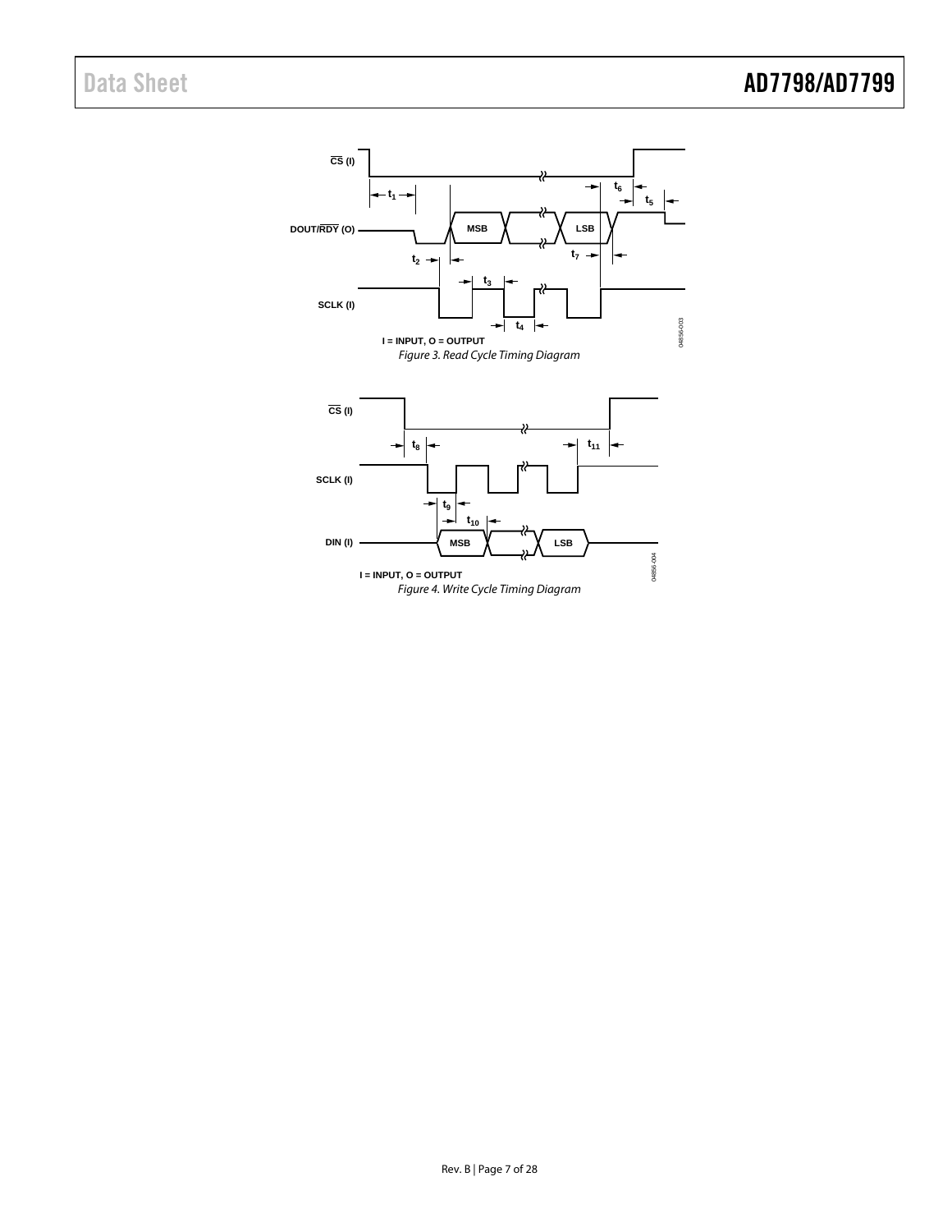Figure 3. Read Cycle Timing Diagram

Figure 4. Write Cycle Timing Diagram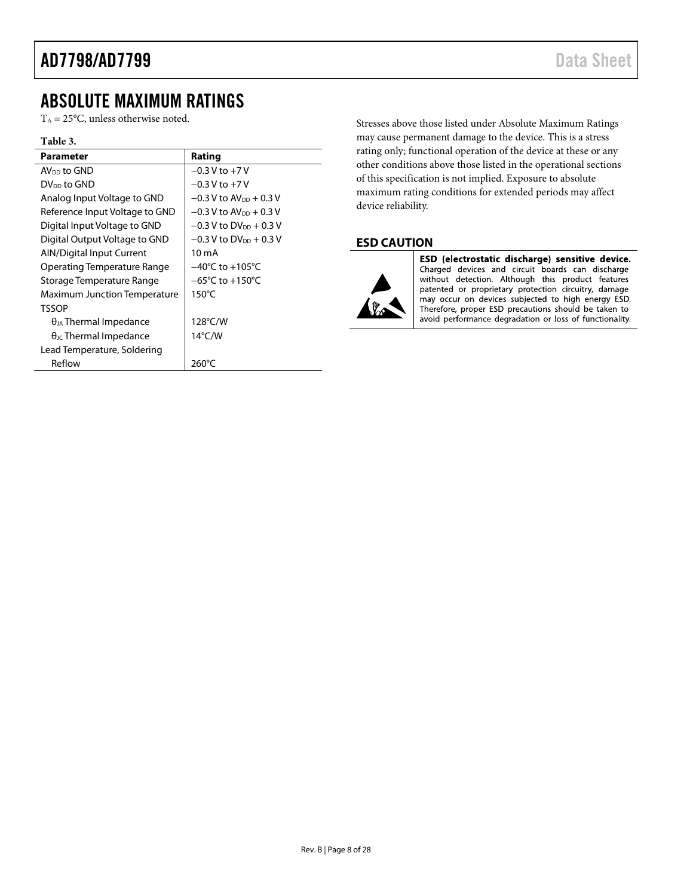# ABSOLUTE MAXIMUM RATINGS

$T_A$ = 25°C, unless otherwise noted.

**Table 3.**

| Parameter | Rating |
|---|---|
| $AV_{DD}$ to GND | −0.3 V to +7 V |
| $DV_{DD}$ to GND | −0.3 V to +7 V |
| Analog Input Voltage to GND | −0.3 V to $AV_{DD}$ + 0.3 V |
| Reference Input Voltage to GND | −0.3 V to $AV_{DD}$ + 0.3 V |
| Digital Input Voltage to GND | −0.3 V to $DV_{DD}$ + 0.3 V |
| Digital Output Voltage to GND | −0.3 V to $DV_{DD}$ + 0.3 V |
| AIN/Digital Input Current | 10 mA |
| Operating Temperature Range | −40°C to +105°C |
| Storage Temperature Range | −65°C to +150°C |
| Maximum Junction Temperature | 150°C |
| TSSOP | |
| $\theta_{JA}$ Thermal Impedance | 128°C/W |
| $\theta_{JC}$ Thermal Impedance | 14°C/W |
| Lead Temperature, Soldering | |
| Reflow | 260°C |

Stresses above those listed under Absolute Maximum Ratings may cause permanent damage to the device. This is a stress rating only; functional operation of the device at these or any other conditions above those listed in the operational sections of this specification is not implied. Exposure to absolute maximum rating conditions for extended periods may affect device reliability.

## ESD CAUTION

**ESD (electrostatic discharge) sensitive device.** Charged devices and circuit boards can discharge without detection. Although this product features patented or proprietary protection circuitry, damage may occur on devices subjected to high energy ESD. Therefore, proper ESD precautions should be taken to avoid performance degradation or loss of functionality.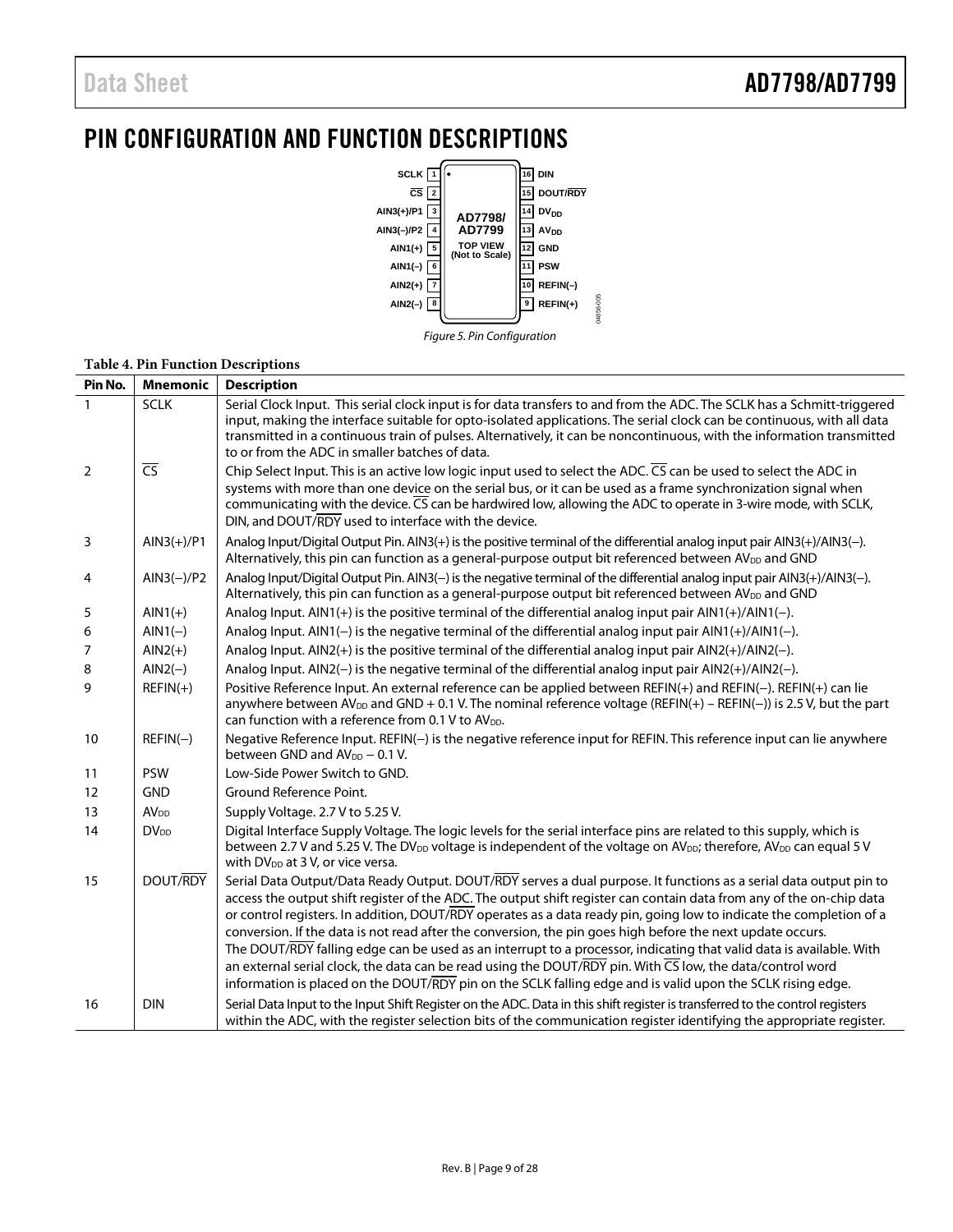# PIN CONFIGURATION AND FUNCTION DESCRIPTIONS

Figure 5. Pin Configuration

**Table 4. Pin Function Descriptions**

| Pin No. | Mnemonic | Description |
|---|---|---|
| 1 | SCLK | Serial Clock Input. This serial clock input is for data transfers to and from the ADC. The SCLK has a Schmitt-triggered input, making the interface suitable for opto-isolated applications. The serial clock can be continuous, with all data transmitted in a continuous train of pulses. Alternatively, it can be noncontinuous, with the information transmitted to or from the ADC in smaller batches of data. |
| 2 | $\overline{\text{CS}}$ | Chip Select Input. This is an active low logic input used to select the ADC. $\overline{\text{CS}}$ can be used to select the ADC in systems with more than one device on the serial bus, or it can be used as a frame synchronization signal when communicating with the device. $\overline{\text{CS}}$ can be hardwired low, allowing the ADC to operate in 3-wire mode, with SCLK, DIN, and DOUT/$\overline{\text{RDY}}$ used to interface with the device. |
| 3 | AIN3(+)/P1 | Analog Input/Digital Output Pin. AIN3(+) is the positive terminal of the differential analog input pair AIN3(+)/AIN3(−). Alternatively, this pin can function as a general-purpose output bit referenced between $AV_{DD}$ and GND |
| 4 | AIN3(−)/P2 | Analog Input/Digital Output Pin. AIN3(−) is the negative terminal of the differential analog input pair AIN3(+)/AIN3(−). Alternatively, this pin can function as a general-purpose output bit referenced between $AV_{DD}$ and GND |
| 5 | AIN1(+) | Analog Input. AIN1(+) is the positive terminal of the differential analog input pair AIN1(+)/AIN1(−). |
| 6 | AIN1(−) | Analog Input. AIN1(−) is the negative terminal of the differential analog input pair AIN1(+)/AIN1(−). |
| 7 | AIN2(+) | Analog Input. AIN2(+) is the positive terminal of the differential analog input pair AIN2(+)/AIN2(−). |
| 8 | AIN2(−) | Analog Input. AIN2(−) is the negative terminal of the differential analog input pair AIN2(+)/AIN2(−). |
| 9 | REFIN(+) | Positive Reference Input. An external reference can be applied between REFIN(+) and REFIN(−). REFIN(+) can lie anywhere between $AV_{DD}$ and GND + 0.1 V. The nominal reference voltage (REFIN(+) − REFIN(−)) is 2.5 V, but the part can function with a reference from 0.1 V to $AV_{DD}$. |
| 10 | REFIN(−) | Negative Reference Input. REFIN(−) is the negative reference input for REFIN. This reference input can lie anywhere between GND and $AV_{DD}$ − 0.1 V. |
| 11 | PSW | Low-Side Power Switch to GND. |
| 12 | GND | Ground Reference Point. |
| 13 | $AV_{DD}$ | Supply Voltage. 2.7 V to 5.25 V. |
| 14 | $DV_{DD}$ | Digital Interface Supply Voltage. The logic levels for the serial interface pins are related to this supply, which is between 2.7 V and 5.25 V. The $DV_{DD}$ voltage is independent of the voltage on $AV_{DD}$; therefore, $AV_{DD}$ can equal 5 V with $DV_{DD}$ at 3 V, or vice versa. |
| 15 | DOUT/$\overline{\text{RDY}}$ | Serial Data Output/Data Ready Output. DOUT/$\overline{\text{RDY}}$ serves a dual purpose. It functions as a serial data output pin to access the output shift register of the ADC. The output shift register can contain data from any of the on-chip data or control registers. In addition, DOUT/$\overline{\text{RDY}}$ operates as a data ready pin, going low to indicate the completion of a conversion. If the data is not read after the conversion, the pin goes high before the next update occurs. The DOUT/$\overline{\text{RDY}}$ falling edge can be used as an interrupt to a processor, indicating that valid data is available. With an external serial clock, the data can be read using the DOUT/$\overline{\text{RDY}}$ pin. With $\overline{\text{CS}}$ low, the data/control word information is placed on the DOUT/$\overline{\text{RDY}}$ pin on the SCLK falling edge and is valid upon the SCLK rising edge. |
| 16 | DIN | Serial Data Input to the Input Shift Register on the ADC. Data in this shift register is transferred to the control registers within the ADC, with the register selection bits of the communication register identifying the appropriate register. |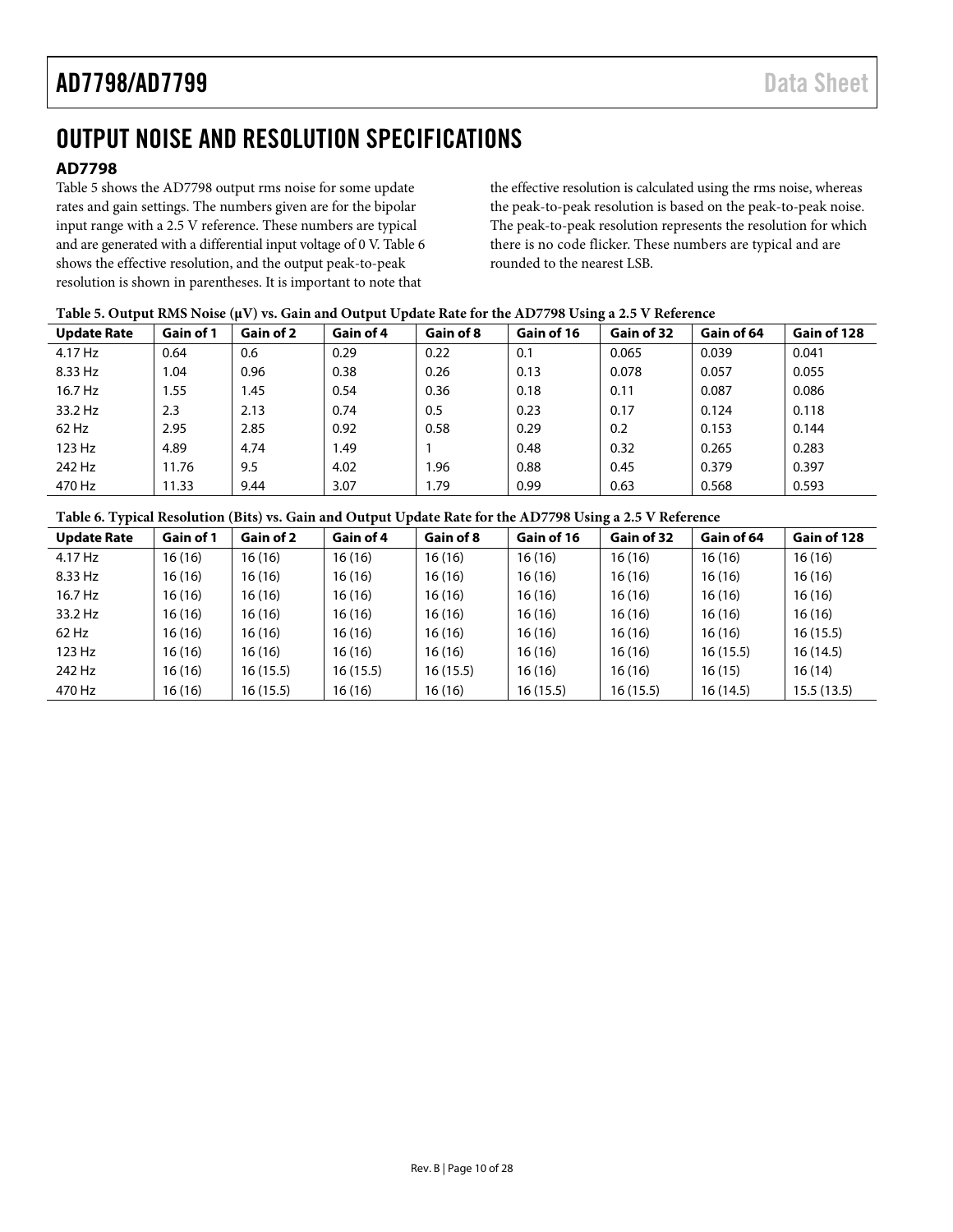# OUTPUT NOISE AND RESOLUTION SPECIFICATIONS

## AD7798

Table 5 shows the AD7798 output rms noise for some update rates and gain settings. The numbers given are for the bipolar input range with a 2.5 V reference. These numbers are typical and are generated with a differential input voltage of 0 V. Table 6 shows the effective resolution, and the output peak-to-peak resolution is shown in parentheses. It is important to note that the effective resolution is calculated using the rms noise, whereas the peak-to-peak resolution is based on the peak-to-peak noise. The peak-to-peak resolution represents the resolution for which there is no code flicker. These numbers are typical and are rounded to the nearest LSB.

**Table 5. Output RMS Noise (μV) vs. Gain and Output Update Rate for the AD7798 Using a 2.5 V Reference**

| Update Rate | Gain of 1 | Gain of 2 | Gain of 4 | Gain of 8 | Gain of 16 | Gain of 32 | Gain of 64 | Gain of 128 |
|---|---|---|---|---|---|---|---|---|
| 4.17 Hz | 0.64 | 0.6 | 0.29 | 0.22 | 0.1 | 0.065 | 0.039 | 0.041 |
| 8.33 Hz | 1.04 | 0.96 | 0.38 | 0.26 | 0.13 | 0.078 | 0.057 | 0.055 |
| 16.7 Hz | 1.55 | 1.45 | 0.54 | 0.36 | 0.18 | 0.11 | 0.087 | 0.086 |
| 33.2 Hz | 2.3 | 2.13 | 0.74 | 0.5 | 0.23 | 0.17 | 0.124 | 0.118 |
| 62 Hz | 2.95 | 2.85 | 0.92 | 0.58 | 0.29 | 0.2 | 0.153 | 0.144 |
| 123 Hz | 4.89 | 4.74 | 1.49 | 1 | 0.48 | 0.32 | 0.265 | 0.283 |
| 242 Hz | 11.76 | 9.5 | 4.02 | 1.96 | 0.88 | 0.45 | 0.379 | 0.397 |
| 470 Hz | 11.33 | 9.44 | 3.07 | 1.79 | 0.99 | 0.63 | 0.568 | 0.593 |

**Table 6. Typical Resolution (Bits) vs. Gain and Output Update Rate for the AD7798 Using a 2.5 V Reference**

| Update Rate | Gain of 1 | Gain of 2 | Gain of 4 | Gain of 8 | Gain of 16 | Gain of 32 | Gain of 64 | Gain of 128 |
|---|---|---|---|---|---|---|---|---|
| 4.17 Hz | 16 (16) | 16 (16) | 16 (16) | 16 (16) | 16 (16) | 16 (16) | 16 (16) | 16 (16) |
| 8.33 Hz | 16 (16) | 16 (16) | 16 (16) | 16 (16) | 16 (16) | 16 (16) | 16 (16) | 16 (16) |
| 16.7 Hz | 16 (16) | 16 (16) | 16 (16) | 16 (16) | 16 (16) | 16 (16) | 16 (16) | 16 (16) |
| 33.2 Hz | 16 (16) | 16 (16) | 16 (16) | 16 (16) | 16 (16) | 16 (16) | 16 (16) | 16 (16) |
| 62 Hz | 16 (16) | 16 (16) | 16 (16) | 16 (16) | 16 (16) | 16 (16) | 16 (16) | 16 (15.5) |
| 123 Hz | 16 (16) | 16 (16) | 16 (16) | 16 (16) | 16 (16) | 16 (16) | 16 (15.5) | 16 (14.5) |
| 242 Hz | 16 (16) | 16 (15.5) | 16 (15.5) | 16 (15.5) | 16 (16) | 16 (16) | 16 (15) | 16 (14) |
| 470 Hz | 16 (16) | 16 (15.5) | 16 (16) | 16 (16) | 16 (15.5) | 16 (15.5) | 16 (14.5) | 15.5 (13.5) |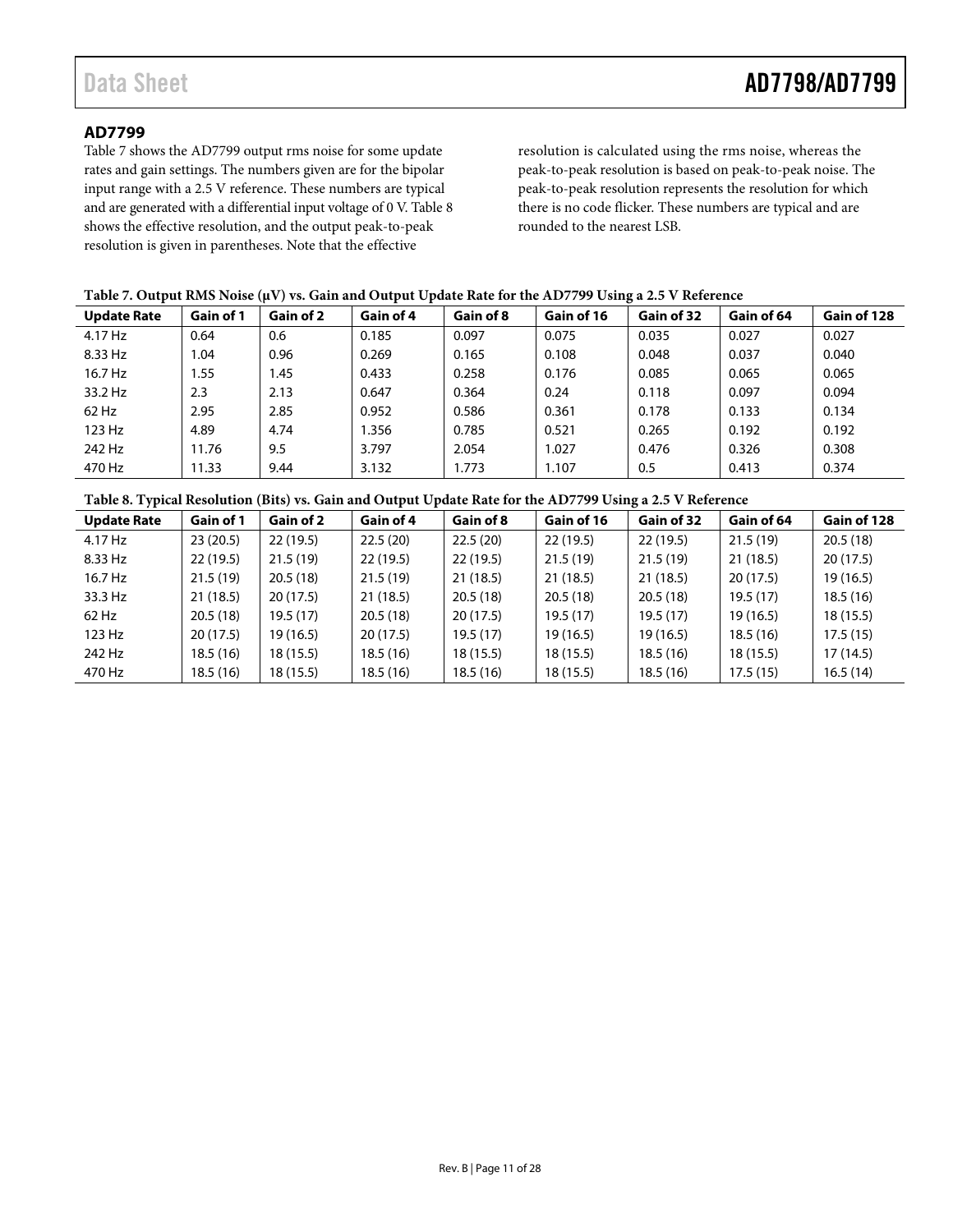## AD7799

Table 7 shows the AD7799 output rms noise for some update rates and gain settings. The numbers given are for the bipolar input range with a 2.5 V reference. These numbers are typical and are generated with a differential input voltage of 0 V. Table 8 shows the effective resolution, and the output peak-to-peak resolution is given in parentheses. Note that the effective resolution is calculated using the rms noise, whereas the peak-to-peak resolution is based on peak-to-peak noise. The peak-to-peak resolution represents the resolution for which there is no code flicker. These numbers are typical and are rounded to the nearest LSB.

**Table 7. Output RMS Noise (µV) vs. Gain and Output Update Rate for the AD7799 Using a 2.5 V Reference**

| Update Rate | Gain of 1 | Gain of 2 | Gain of 4 | Gain of 8 | Gain of 16 | Gain of 32 | Gain of 64 | Gain of 128 |
|---|---|---|---|---|---|---|---|---|
| 4.17 Hz | 0.64 | 0.6 | 0.185 | 0.097 | 0.075 | 0.035 | 0.027 | 0.027 |
| 8.33 Hz | 1.04 | 0.96 | 0.269 | 0.165 | 0.108 | 0.048 | 0.037 | 0.040 |
| 16.7 Hz | 1.55 | 1.45 | 0.433 | 0.258 | 0.176 | 0.085 | 0.065 | 0.065 |
| 33.2 Hz | 2.3 | 2.13 | 0.647 | 0.364 | 0.24 | 0.118 | 0.097 | 0.094 |
| 62 Hz | 2.95 | 2.85 | 0.952 | 0.586 | 0.361 | 0.178 | 0.133 | 0.134 |
| 123 Hz | 4.89 | 4.74 | 1.356 | 0.785 | 0.521 | 0.265 | 0.192 | 0.192 |
| 242 Hz | 11.76 | 9.5 | 3.797 | 2.054 | 1.027 | 0.476 | 0.326 | 0.308 |
| 470 Hz | 11.33 | 9.44 | 3.132 | 1.773 | 1.107 | 0.5 | 0.413 | 0.374 |

**Table 8. Typical Resolution (Bits) vs. Gain and Output Update Rate for the AD7799 Using a 2.5 V Reference**

| Update Rate | Gain of 1 | Gain of 2 | Gain of 4 | Gain of 8 | Gain of 16 | Gain of 32 | Gain of 64 | Gain of 128 |
|---|---|---|---|---|---|---|---|---|
| 4.17 Hz | 23 (20.5) | 22 (19.5) | 22.5 (20) | 22.5 (20) | 22 (19.5) | 22 (19.5) | 21.5 (19) | 20.5 (18) |
| 8.33 Hz | 22 (19.5) | 21.5 (19) | 22 (19.5) | 22 (19.5) | 21.5 (19) | 21.5 (19) | 21 (18.5) | 20 (17.5) |
| 16.7 Hz | 21.5 (19) | 20.5 (18) | 21.5 (19) | 21 (18.5) | 21 (18.5) | 21 (18.5) | 20 (17.5) | 19 (16.5) |
| 33.3 Hz | 21 (18.5) | 20 (17.5) | 21 (18.5) | 20.5 (18) | 20.5 (18) | 20.5 (18) | 19.5 (17) | 18.5 (16) |
| 62 Hz | 20.5 (18) | 19.5 (17) | 20.5 (18) | 20 (17.5) | 19.5 (17) | 19.5 (17) | 19 (16.5) | 18 (15.5) |
| 123 Hz | 20 (17.5) | 19 (16.5) | 20 (17.5) | 19.5 (17) | 19 (16.5) | 19 (16.5) | 18.5 (16) | 17.5 (15) |
| 242 Hz | 18.5 (16) | 18 (15.5) | 18.5 (16) | 18 (15.5) | 18 (15.5) | 18.5 (16) | 18 (15.5) | 17 (14.5) |
| 470 Hz | 18.5 (16) | 18 (15.5) | 18.5 (16) | 18.5 (16) | 18 (15.5) | 18.5 (16) | 17.5 (15) | 16.5 (14) |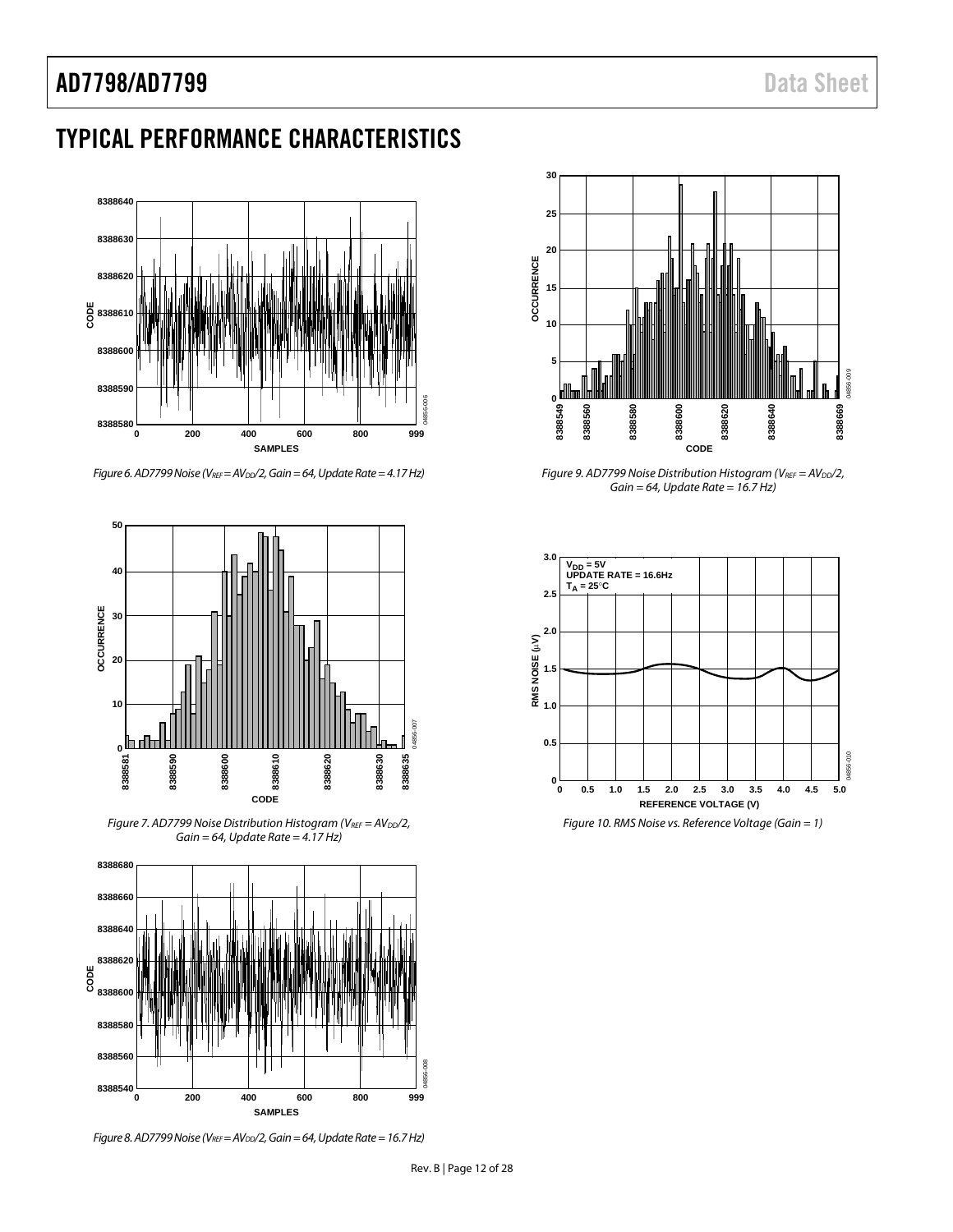## TYPICAL PERFORMANCE CHARACTERISTICS

Figure 6. AD7799 Noise ($V_{REF} = AV_{DD}/2$, Gain = 64, Update Rate = 4.17 Hz)

Figure 7. AD7799 Noise Distribution Histogram ($V_{REF} = AV_{DD}/2$, Gain = 64, Update Rate = 4.17 Hz)

Figure 8. AD7799 Noise ($V_{REF} = AV_{DD}/2$, Gain = 64, Update Rate = 16.7 Hz)

Figure 9. AD7799 Noise Distribution Histogram ($V_{REF} = AV_{DD}/2$, Gain = 64, Update Rate = 16.7 Hz)

Figure 10. RMS Noise vs. Reference Voltage (Gain = 1)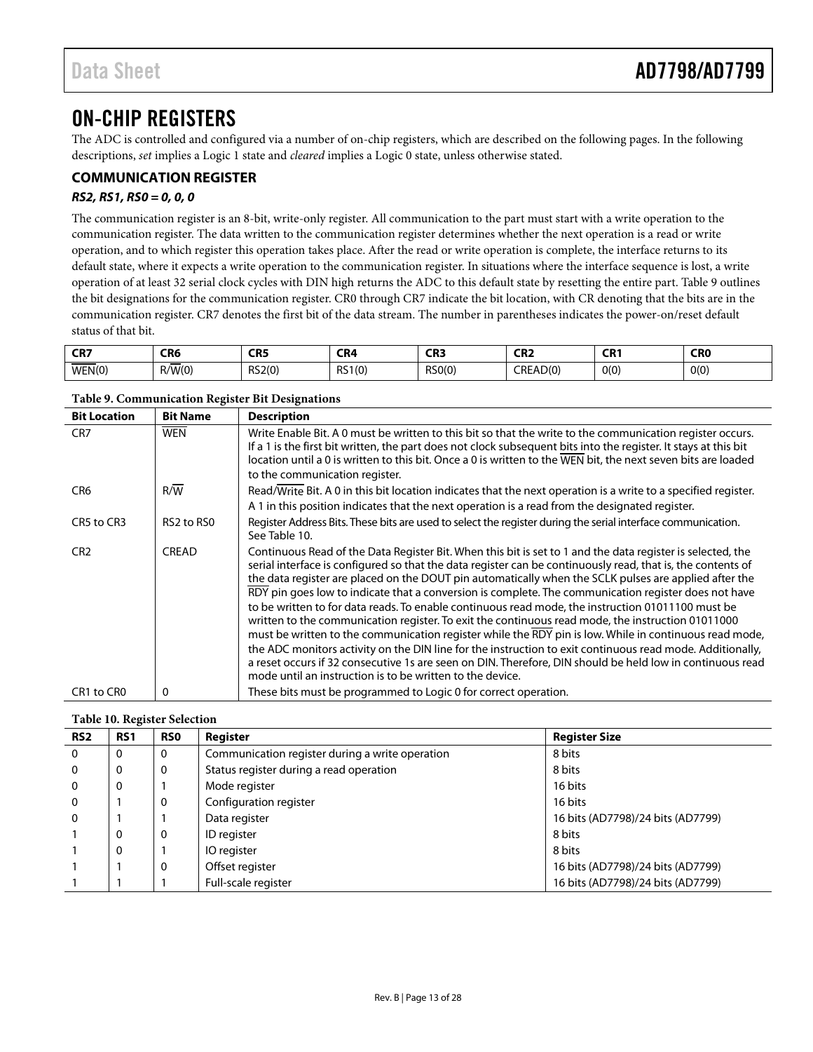# ON-CHIP REGISTERS

The ADC is controlled and configured via a number of on-chip registers, which are described on the following pages. In the following descriptions, *set* implies a Logic 1 state and *cleared* implies a Logic 0 state, unless otherwise stated.

## COMMUNICATION REGISTER

### *RS2, RS1, RS0 = 0, 0, 0*

The communication register is an 8-bit, write-only register. All communication to the part must start with a write operation to the communication register. The data written to the communication register determines whether the next operation is a read or write operation, and to which register this operation takes place. After the read or write operation is complete, the interface returns to its default state, where it expects a write operation to the communication register. In situations where the interface sequence is lost, a write operation of at least 32 serial clock cycles with DIN high returns the ADC to this default state by resetting the entire part. Table 9 outlines the bit designations for the communication register. CR0 through CR7 indicate the bit location, with CR denoting that the bits are in the communication register. CR7 denotes the first bit of the data stream. The number in parentheses indicates the power-on/reset default status of that bit.

| CR7 | CR6 | CR5 | CR4 | CR3 | CR2 | CR1 | CR0 |
|---|---|---|---|---|---|---|---|
| WEN(0) | R/W(0) | RS2(0) | RS1(0) | RS0(0) | CREAD(0) | 0(0) | 0(0) |

**Table 9. Communication Register Bit Designations**

| Bit Location | Bit Name | Description |
|---|---|---|
| CR7 | WEN | Write Enable Bit. A 0 must be written to this bit so that the write to the communication register occurs. If a 1 is the first bit written, the part does not clock subsequent bits into the register. It stays at this bit location until a 0 is written to this bit. Once a 0 is written to the WEN bit, the next seven bits are loaded to the communication register. |
| CR6 | R/W | Read/Write Bit. A 0 in this bit location indicates that the next operation is a write to a specified register. A 1 in this position indicates that the next operation is a read from the designated register. |
| CR5 to CR3 | RS2 to RS0 | Register Address Bits. These bits are used to select the register during the serial interface communication. See Table 10. |
| CR2 | CREAD | Continuous Read of the Data Register Bit. When this bit is set to 1 and the data register is selected, the serial interface is configured so that the data register can be continuously read, that is, the contents of the data register are placed on the DOUT pin automatically when the SCLK pulses are applied after the RDY pin goes low to indicate that a conversion is complete. The communication register does not have to be written to for data reads. To enable continuous read mode, the instruction 01011100 must be written to the communication register. To exit the continuous read mode, the instruction 01011000 must be written to the communication register while the RDY pin is low. While in continuous read mode, the ADC monitors activity on the DIN line for the instruction to exit continuous read mode. Additionally, a reset occurs if 32 consecutive 1s are seen on DIN. Therefore, DIN should be held low in continuous read mode until an instruction is to be written to the device. |
| CR1 to CR0 | 0 | These bits must be programmed to Logic 0 for correct operation. |

**Table 10. Register Selection**

| RS2 | RS1 | RS0 | Register | Register Size |
|---|---|---|---|---|
| 0 | 0 | 0 | Communication register during a write operation | 8 bits |
| 0 | 0 | 0 | Status register during a read operation | 8 bits |
| 0 | 0 | 1 | Mode register | 16 bits |
| 0 | 1 | 0 | Configuration register | 16 bits |
| 0 | 1 | 1 | Data register | 16 bits (AD7798)/24 bits (AD7799) |
| 1 | 0 | 0 | ID register | 8 bits |
| 1 | 0 | 1 | IO register | 8 bits |
| 1 | 1 | 0 | Offset register | 16 bits (AD7798)/24 bits (AD7799) |
| 1 | 1 | 1 | Full-scale register | 16 bits (AD7798)/24 bits (AD7799) |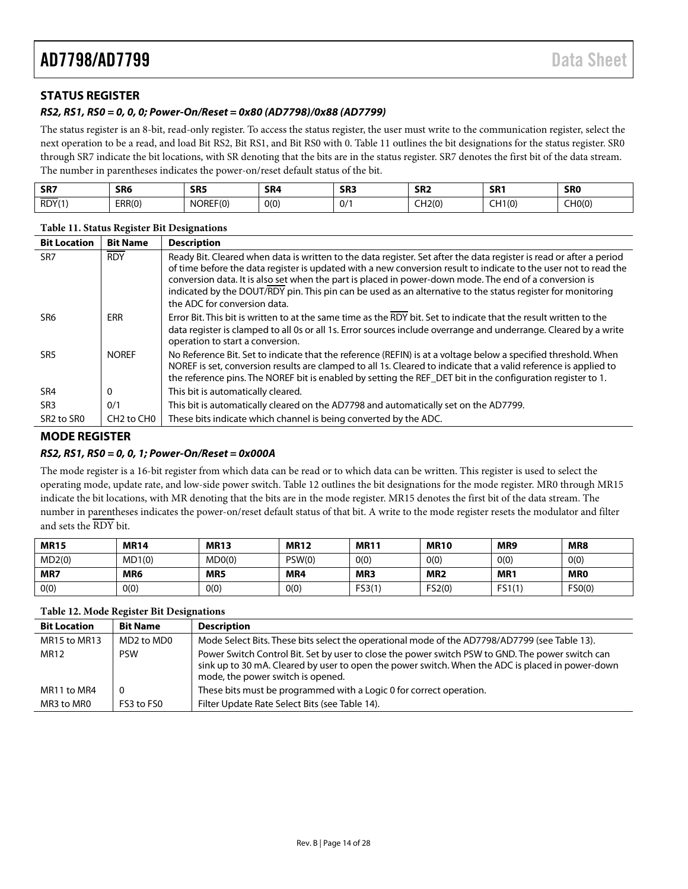## STATUS REGISTER

### *RS2, RS1, RS0 = 0, 0, 0; Power-On/Reset = 0x80 (AD7798)/0x88 (AD7799)*

The status register is an 8-bit, read-only register. To access the status register, the user must write to the communication register, select the next operation to be a read, and load Bit RS2, Bit RS1, and Bit RS0 with 0. Table 11 outlines the bit designations for the status register. SR0 through SR7 indicate the bit locations, with SR denoting that the bits are in the status register. SR7 denotes the first bit of the data stream. The number in parentheses indicates the power-on/reset default status of the bit.

| SR7 | SR6 | SR5 | SR4 | SR3 | SR2 | SR1 | SR0 |
|---|---|---|---|---|---|---|---|
| $\overline{\text{RDY}}$(1) | ERR(0) | NOREF(0) | 0(0) | 0/1 | CH2(0) | CH1(0) | CH0(0) |

**Table 11. Status Register Bit Designations**

| Bit Location | Bit Name | Description |
|---|---|---|
| SR7 | $\overline{\text{RDY}}$ | Ready Bit. Cleared when data is written to the data register. Set after the data register is read or after a period of time before the data register is updated with a new conversion result to indicate to the user not to read the conversion data. It is also set when the part is placed in power-down mode. The end of a conversion is indicated by the DOUT/$\overline{\text{RDY}}$ pin. This pin can be used as an alternative to the status register for monitoring the ADC for conversion data. |
| SR6 | ERR | Error Bit. This bit is written to at the same time as the $\overline{\text{RDY}}$ bit. Set to indicate that the result written to the data register is clamped to all 0s or all 1s. Error sources include overrange and underrange. Cleared by a write operation to start a conversion. |
| SR5 | NOREF | No Reference Bit. Set to indicate that the reference (REFIN) is at a voltage below a specified threshold. When NOREF is set, conversion results are clamped to all 1s. Cleared to indicate that a valid reference is applied to the reference pins. The NOREF bit is enabled by setting the REF_DET bit in the configuration register to 1. |
| SR4 | 0 | This bit is automatically cleared. |
| SR3 | 0/1 | This bit is automatically cleared on the AD7798 and automatically set on the AD7799. |
| SR2 to SR0 | CH2 to CH0 | These bits indicate which channel is being converted by the ADC. |

## MODE REGISTER

### *RS2, RS1, RS0 = 0, 0, 1; Power-On/Reset = 0x000A*

The mode register is a 16-bit register from which data can be read or to which data can be written. This register is used to select the operating mode, update rate, and low-side power switch. Table 12 outlines the bit designations for the mode register. MR0 through MR15 indicate the bit locations, with MR denoting that the bits are in the mode register. MR15 denotes the first bit of the data stream. The number in parentheses indicates the power-on/reset default status of that bit. A write to the mode register resets the modulator and filter and sets the $\overline{\text{RDY}}$ bit.

| MR15 | MR14 | MR13 | MR12 | MR11 | MR10 | MR9 | MR8 |
|---|---|---|---|---|---|---|---|
| MD2(0) | MD1(0) | MD0(0) | PSW(0) | 0(0) | 0(0) | 0(0) | 0(0) |
| **MR7** | **MR6** | **MR5** | **MR4** | **MR3** | **MR2** | **MR1** | **MR0** |
| 0(0) | 0(0) | 0(0) | 0(0) | FS3(1) | FS2(0) | FS1(1) | FS0(0) |

**Table 12. Mode Register Bit Designations**

| Bit Location | Bit Name | Description |
|---|---|---|
| MR15 to MR13 | MD2 to MD0 | Mode Select Bits. These bits select the operational mode of the AD7798/AD7799 (see Table 13). |
| MR12 | PSW | Power Switch Control Bit. Set by user to close the power switch PSW to GND. The power switch can sink up to 30 mA. Cleared by user to open the power switch. When the ADC is placed in power-down mode, the power switch is opened. |
| MR11 to MR4 | 0 | These bits must be programmed with a Logic 0 for correct operation. |
| MR3 to MR0 | FS3 to FS0 | Filter Update Rate Select Bits (see Table 14). |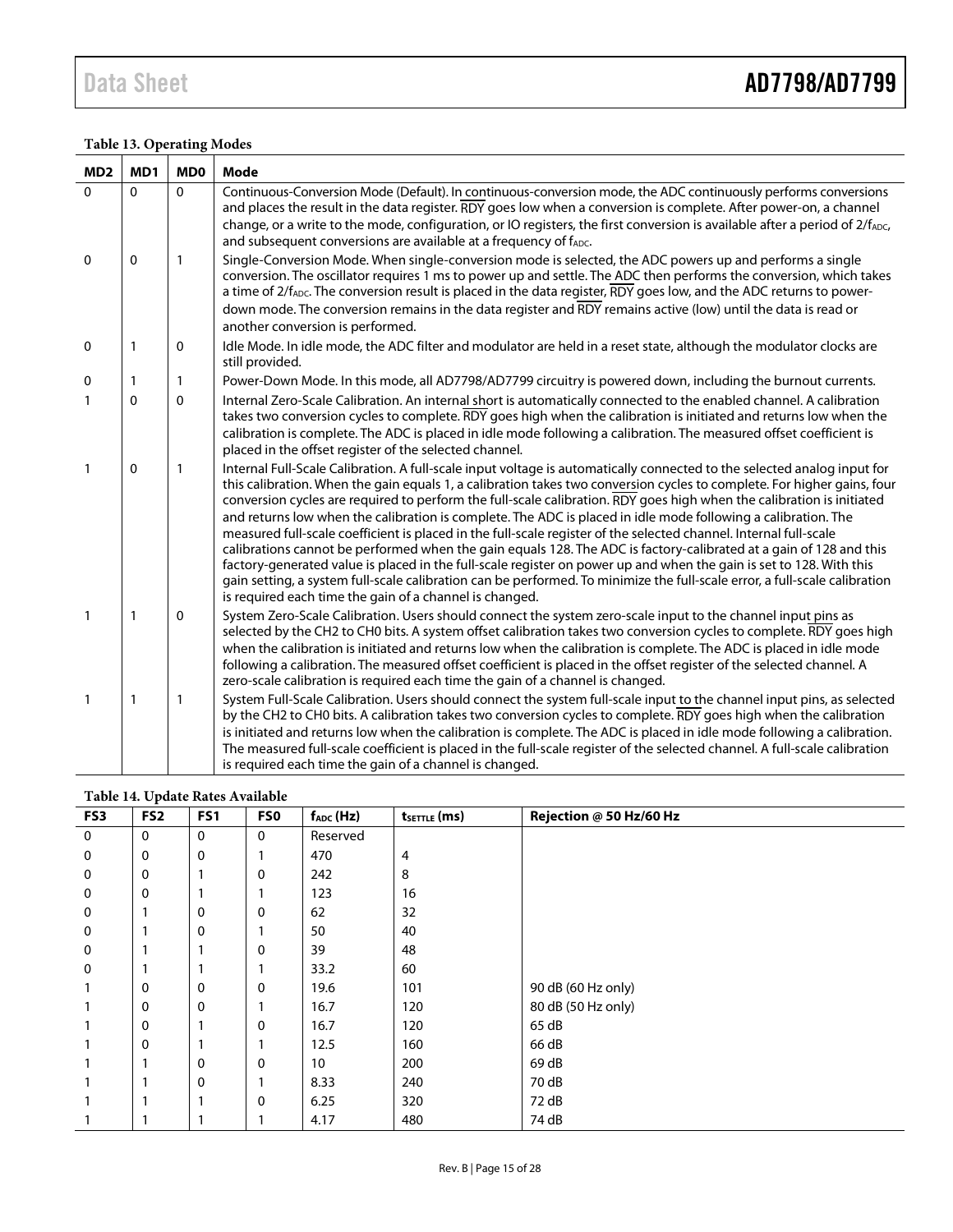**Table 13. Operating Modes**

| MD2 | MD1 | MD0 | Mode |
|---|---|---|---|
| 0 | 0 | 0 | Continuous-Conversion Mode (Default). In continuous-conversion mode, the ADC continuously performs conversions and places the result in the data register. RDY goes low when a conversion is complete. After power-on, a channel change, or a write to the mode, configuration, or IO registers, the first conversion is available after a period of $2/f_{ADC}$, and subsequent conversions are available at a frequency of $f_{ADC}$. |
| 0 | 0 | 1 | Single-Conversion Mode. When single-conversion mode is selected, the ADC powers up and performs a single conversion. The oscillator requires 1 ms to power up and settle. The ADC then performs the conversion, which takes a time of $2/f_{ADC}$. The conversion result is placed in the data register, RDY goes low, and the ADC returns to power-down mode. The conversion remains in the data register and RDY remains active (low) until the data is read or another conversion is performed. |
| 0 | 1 | 0 | Idle Mode. In idle mode, the ADC filter and modulator are held in a reset state, although the modulator clocks are still provided. |
| 0 | 1 | 1 | Power-Down Mode. In this mode, all AD7798/AD7799 circuitry is powered down, including the burnout currents. |
| 1 | 0 | 0 | Internal Zero-Scale Calibration. An internal short is automatically connected to the enabled channel. A calibration takes two conversion cycles to complete. RDY goes high when the calibration is initiated and returns low when the calibration is complete. The ADC is placed in idle mode following a calibration. The measured offset coefficient is placed in the offset register of the selected channel. |
| 1 | 0 | 1 | Internal Full-Scale Calibration. A full-scale input voltage is automatically connected to the selected analog input for this calibration. When the gain equals 1, a calibration takes two conversion cycles to complete. For higher gains, four conversion cycles are required to perform the full-scale calibration. RDY goes high when the calibration is initiated and returns low when the calibration is complete. The ADC is placed in idle mode following a calibration. The measured full-scale coefficient is placed in the full-scale register of the selected channel. Internal full-scale calibrations cannot be performed when the gain equals 128. The ADC is factory-calibrated at a gain of 128 and this factory-generated value is placed in the full-scale register on power up and when the gain is set to 128. With this gain setting, a system full-scale calibration can be performed. To minimize the full-scale error, a full-scale calibration is required each time the gain of a channel is changed. |
| 1 | 1 | 0 | System Zero-Scale Calibration. Users should connect the system zero-scale input to the channel input pins as selected by the CH2 to CH0 bits. A system offset calibration takes two conversion cycles to complete. RDY goes high when the calibration is initiated and returns low when the calibration is complete. The ADC is placed in idle mode following a calibration. The measured offset coefficient is placed in the offset register of the selected channel. A zero-scale calibration is required each time the gain of a channel is changed. |
| 1 | 1 | 1 | System Full-Scale Calibration. Users should connect the system full-scale input to the channel input pins, as selected by the CH2 to CH0 bits. A calibration takes two conversion cycles to complete. RDY goes high when the calibration is initiated and returns low when the calibration is complete. The ADC is placed in idle mode following a calibration. The measured full-scale coefficient is placed in the full-scale register of the selected channel. A full-scale calibration is required each time the gain of a channel is changed. |

**Table 14. Update Rates Available**

| FS3 | FS2 | FS1 | FS0 | $f_{ADC}$ (Hz) | $t_{SETTLE}$ (ms) | Rejection @ 50 Hz/60 Hz |
|---|---|---|---|---|---|---|
| 0 | 0 | 0 | 0 | Reserved | | |
| 0 | 0 | 0 | 1 | 470 | 4 | |
| 0 | 0 | 1 | 0 | 242 | 8 | |
| 0 | 0 | 1 | 1 | 123 | 16 | |
| 0 | 1 | 0 | 0 | 62 | 32 | |
| 0 | 1 | 0 | 1 | 50 | 40 | |
| 0 | 1 | 1 | 0 | 39 | 48 | |
| 0 | 1 | 1 | 1 | 33.2 | 60 | |
| 1 | 0 | 0 | 0 | 19.6 | 101 | 90 dB (60 Hz only) |
| 1 | 0 | 0 | 1 | 16.7 | 120 | 80 dB (50 Hz only) |
| 1 | 0 | 1 | 0 | 16.7 | 120 | 65 dB |
| 1 | 0 | 1 | 1 | 12.5 | 160 | 66 dB |
| 1 | 1 | 0 | 0 | 10 | 200 | 69 dB |
| 1 | 1 | 0 | 1 | 8.33 | 240 | 70 dB |
| 1 | 1 | 1 | 0 | 6.25 | 320 | 72 dB |
| 1 | 1 | 1 | 1 | 4.17 | 480 | 74 dB |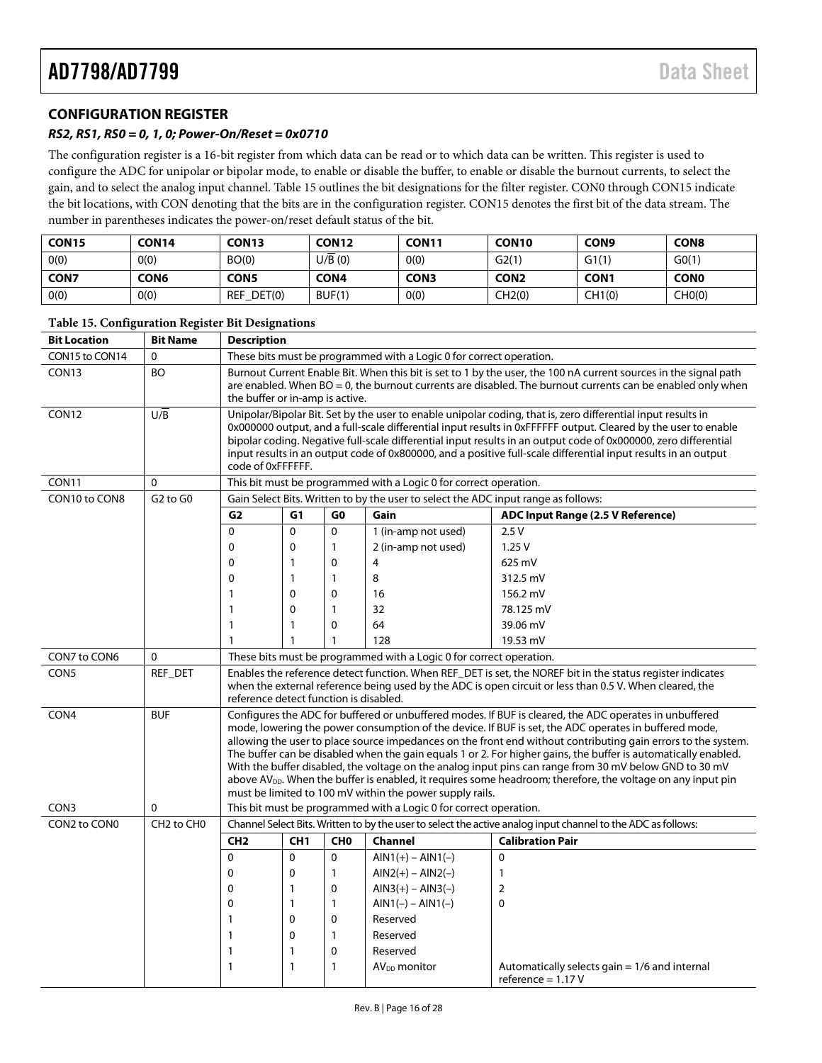## CONFIGURATION REGISTER

***RS2, RS1, RS0 = 0, 1, 0; Power-On/Reset = 0x0710***

The configuration register is a 16-bit register from which data can be read or to which data can be written. This register is used to configure the ADC for unipolar or bipolar mode, to enable or disable the buffer, to enable or disable the burnout currents, to select the gain, and to select the analog input channel. Table 15 outlines the bit designations for the filter register. CON0 through CON15 indicate the bit locations, with CON denoting that the bits are in the configuration register. CON15 denotes the first bit of the data stream. The number in parentheses indicates the power-on/reset default status of the bit.

| CON15 | CON14 | CON13 | CON12 | CON11 | CON10 | CON9 | CON8 |
|---|---|---|---|---|---|---|---|
| 0(0) | 0(0) | BO(0) | $U/\overline{B}$ (0) | 0(0) | G2(1) | G1(1) | G0(1) |
| **CON7** | **CON6** | **CON5** | **CON4** | **CON3** | **CON2** | **CON1** | **CON0** |
| 0(0) | 0(0) | REF_DET(0) | BUF(1) | 0(0) | CH2(0) | CH1(0) | CH0(0) |

**Table 15. Configuration Register Bit Designations**

| Bit Location | Bit Name | Description | | | | |
|---|---|---|---|---|---|---|
| CON15 to CON14 | 0 | These bits must be programmed with a Logic 0 for correct operation. | | | | |
| CON13 | BO | Burnout Current Enable Bit. When this bit is set to 1 by the user, the 100 nA current sources in the signal path are enabled. When BO = 0, the burnout currents are disabled. The burnout currents can be enabled only when the buffer or in-amp is active. | | | | |
| CON12 | $U/\overline{B}$ | Unipolar/Bipolar Bit. Set by the user to enable unipolar coding, that is, zero differential input results in 0x000000 output, and a full-scale differential input results in 0xFFFFFF output. Cleared by the user to enable bipolar coding. Negative full-scale differential input results in an output code of 0x000000, zero differential input results in an output code of 0x800000, and a positive full-scale differential input results in an output code of 0xFFFFFF. | | | | |
| CON11 | 0 | This bit must be programmed with a Logic 0 for correct operation. | | | | |
| CON10 to CON8 | G2 to G0 | Gain Select Bits. Written to by the user to select the ADC input range as follows: | | | | |
| | | **G2** | **G1** | **G0** | **Gain** | **ADC Input Range (2.5 V Reference)** |
| | | 0 | 0 | 0 | 1 (in-amp not used) | 2.5 V |
| | | 0 | 0 | 1 | 2 (in-amp not used) | 1.25 V |
| | | 0 | 1 | 0 | 4 | 625 mV |
| | | 0 | 1 | 1 | 8 | 312.5 mV |
| | | 1 | 0 | 0 | 16 | 156.2 mV |
| | | 1 | 0 | 1 | 32 | 78.125 mV |
| | | 1 | 1 | 0 | 64 | 39.06 mV |
| | | 1 | 1 | 1 | 128 | 19.53 mV |
| CON7 to CON6 | 0 | These bits must be programmed with a Logic 0 for correct operation. | | | | |
| CON5 | REF_DET | Enables the reference detect function. When REF_DET is set, the NOREF bit in the status register indicates when the external reference being used by the ADC is open circuit or less than 0.5 V. When cleared, the reference detect function is disabled. | | | | |
| CON4 | BUF | Configures the ADC for buffered or unbuffered modes. If BUF is cleared, the ADC operates in unbuffered mode, lowering the power consumption of the device. If BUF is set, the ADC operates in buffered mode, allowing the user to place source impedances on the front end without contributing gain errors to the system. The buffer can be disabled when the gain equals 1 or 2. For higher gains, the buffer is automatically enabled. With the buffer disabled, the voltage on the analog input pins can range from 30 mV below GND to 30 mV above $AV_{DD}$. When the buffer is enabled, it requires some headroom; therefore, the voltage on any input pin must be limited to 100 mV within the power supply rails. | | | | |
| CON3 | 0 | This bit must be programmed with a Logic 0 for correct operation. | | | | |
| CON2 to CON0 | CH2 to CH0 | Channel Select Bits. Written to by the user to select the active analog input channel to the ADC as follows: | | | | |
| | | **CH2** | **CH1** | **CH0** | **Channel** | **Calibration Pair** |
| | | 0 | 0 | 0 | AIN1(+) − AIN1(−) | 0 |
| | | 0 | 0 | 1 | AIN2(+) − AIN2(−) | 1 |
| | | 0 | 1 | 0 | AIN3(+) − AIN3(−) | 2 |
| | | 0 | 1 | 1 | AIN1(−) − AIN1(−) | 0 |
| | | 1 | 0 | 0 | Reserved | |
| | | 1 | 0 | 1 | Reserved | |
| | | 1 | 1 | 0 | Reserved | |
| | | 1 | 1 | 1 | $AV_{DD}$ monitor | Automatically selects gain = 1/6 and internal reference = 1.17 V |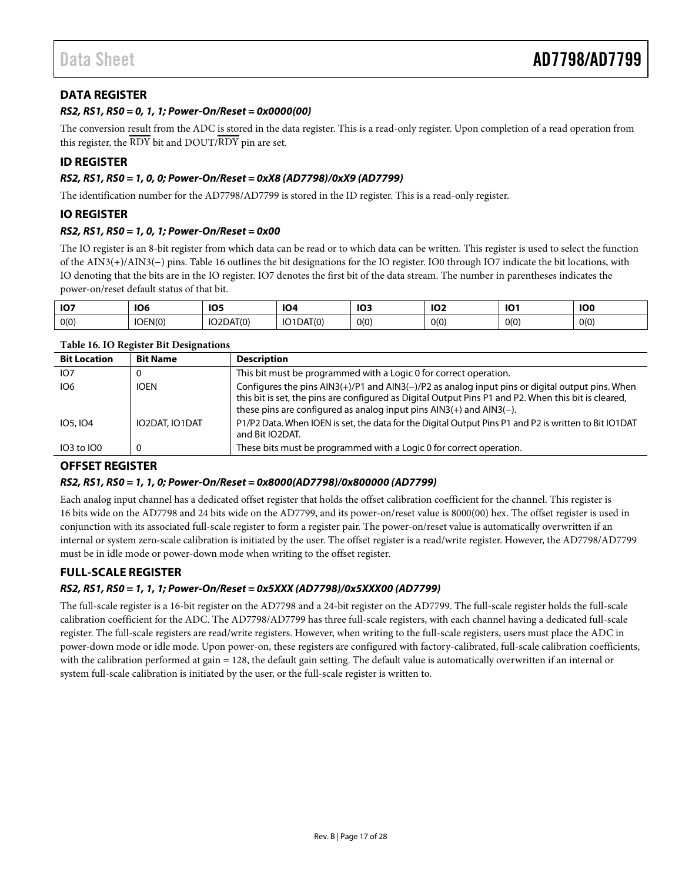## DATA REGISTER

### *RS2, RS1, RS0 = 0, 1, 1; Power-On/Reset = 0x0000(00)*

The conversion result from the ADC is stored in the data register. This is a read-only register. Upon completion of a read operation from this register, the $\overline{\text{RDY}}$ bit and DOUT/$\overline{\text{RDY}}$ pin are set.

## ID REGISTER

### *RS2, RS1, RS0 = 1, 0, 0; Power-On/Reset = 0xX8 (AD7798)/0xX9 (AD7799)*

The identification number for the AD7798/AD7799 is stored in the ID register. This is a read-only register.

## IO REGISTER

### *RS2, RS1, RS0 = 1, 0, 1; Power-On/Reset = 0x00*

The IO register is an 8-bit register from which data can be read or to which data can be written. This register is used to select the function of the AIN3(+)/AIN3(−) pins. Table 16 outlines the bit designations for the IO register. IO0 through IO7 indicate the bit locations, with IO denoting that the bits are in the IO register. IO7 denotes the first bit of the data stream. The number in parentheses indicates the power-on/reset default status of that bit.

| IO7 | IO6 | IO5 | IO4 | IO3 | IO2 | IO1 | IO0 |
|---|---|---|---|---|---|---|---|
| 0(0) | IOEN(0) | IO2DAT(0) | IO1DAT(0) | 0(0) | 0(0) | 0(0) | 0(0) |

**Table 16. IO Register Bit Designations**

| Bit Location | Bit Name | Description |
|---|---|---|
| IO7 | 0 | This bit must be programmed with a Logic 0 for correct operation. |
| IO6 | IOEN | Configures the pins AIN3(+)/P1 and AIN3(−)/P2 as analog input pins or digital output pins. When this bit is set, the pins are configured as Digital Output Pins P1 and P2. When this bit is cleared, these pins are configured as analog input pins AIN3(+) and AIN3(−). |
| IO5, IO4 | IO2DAT, IO1DAT | P1/P2 Data. When IOEN is set, the data for the Digital Output Pins P1 and P2 is written to Bit IO1DAT and Bit IO2DAT. |
| IO3 to IO0 | 0 | These bits must be programmed with a Logic 0 for correct operation. |

## OFFSET REGISTER

### *RS2, RS1, RS0 = 1, 1, 0; Power-On/Reset = 0x8000(AD7798)/0x800000 (AD7799)*

Each analog input channel has a dedicated offset register that holds the offset calibration coefficient for the channel. This register is 16 bits wide on the AD7798 and 24 bits wide on the AD7799, and its power-on/reset value is 8000(00) hex. The offset register is used in conjunction with its associated full-scale register to form a register pair. The power-on/reset value is automatically overwritten if an internal or system zero-scale calibration is initiated by the user. The offset register is a read/write register. However, the AD7798/AD7799 must be in idle mode or power-down mode when writing to the offset register.

## FULL-SCALE REGISTER

### *RS2, RS1, RS0 = 1, 1, 1; Power-On/Reset = 0x5XXX (AD7798)/0x5XXX00 (AD7799)*

The full-scale register is a 16-bit register on the AD7798 and a 24-bit register on the AD7799. The full-scale register holds the full-scale calibration coefficient for the ADC. The AD7798/AD7799 has three full-scale registers, with each channel having a dedicated full-scale register. The full-scale registers are read/write registers. However, when writing to the full-scale registers, users must place the ADC in power-down mode or idle mode. Upon power-on, these registers are configured with factory-calibrated, full-scale calibration coefficients, with the calibration performed at gain = 128, the default gain setting. The default value is automatically overwritten if an internal or system full-scale calibration is initiated by the user, or the full-scale register is written to.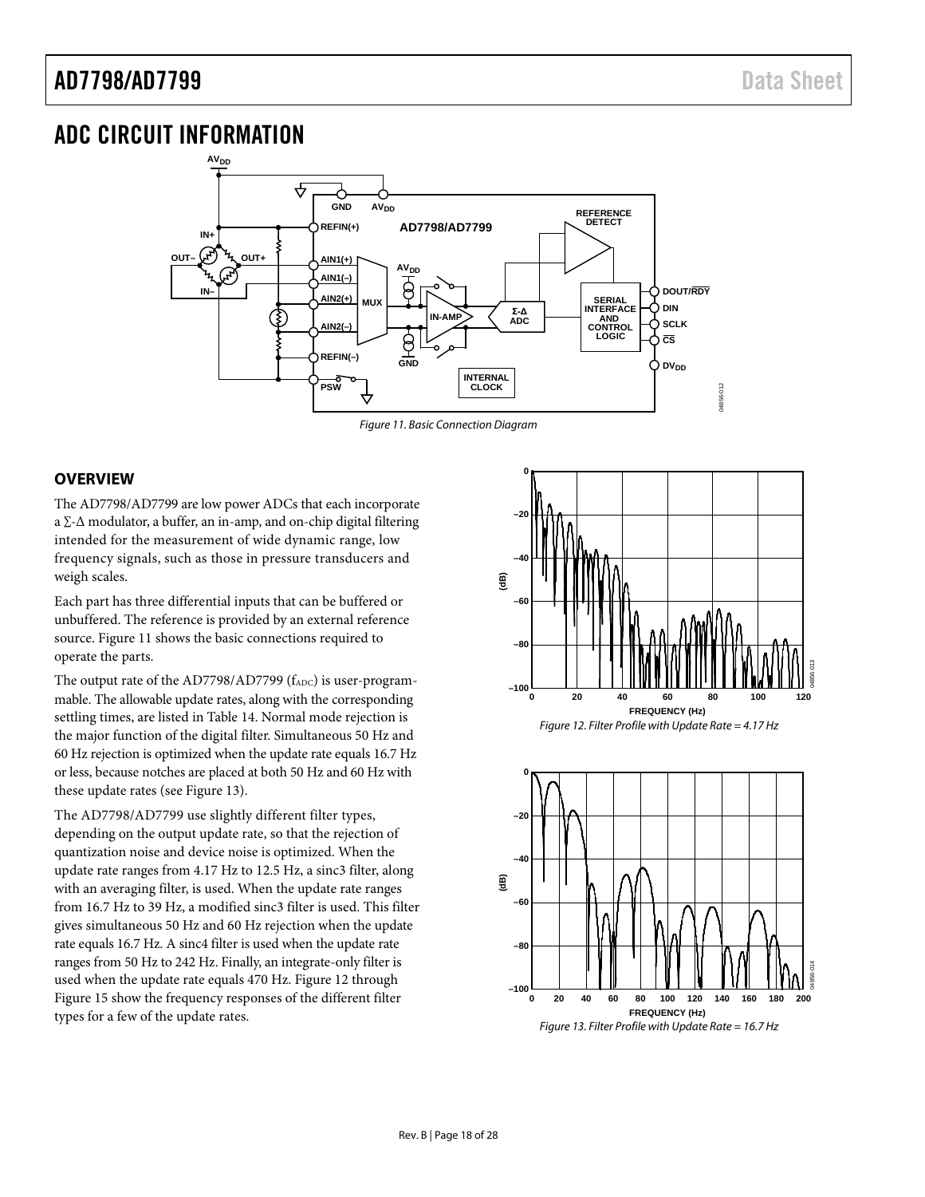# ADC CIRCUIT INFORMATION

Figure 11. Basic Connection Diagram

## OVERVIEW

The AD7798/AD7799 are low power ADCs that each incorporate a Σ-Δ modulator, a buffer, an in-amp, and on-chip digital filtering intended for the measurement of wide dynamic range, low frequency signals, such as those in pressure transducers and weigh scales.

Each part has three differential inputs that can be buffered or unbuffered. The reference is provided by an external reference source. Figure 11 shows the basic connections required to operate the parts.

The output rate of the AD7798/AD7799 ($f_{ADC}$) is user-programmable. The allowable update rates, along with the corresponding settling times, are listed in Table 14. Normal mode rejection is the major function of the digital filter. Simultaneous 50 Hz and 60 Hz rejection is optimized when the update rate equals 16.7 Hz or less, because notches are placed at both 50 Hz and 60 Hz with these update rates (see Figure 13).

The AD7798/AD7799 use slightly different filter types, depending on the output update rate, so that the rejection of quantization noise and device noise is optimized. When the update rate ranges from 4.17 Hz to 12.5 Hz, a sinc3 filter, along with an averaging filter, is used. When the update rate ranges from 16.7 Hz to 39 Hz, a modified sinc3 filter is used. This filter gives simultaneous 50 Hz and 60 Hz rejection when the update rate equals 16.7 Hz. A sinc4 filter is used when the update rate ranges from 50 Hz to 242 Hz. Finally, an integrate-only filter is used when the update rate equals 470 Hz. Figure 12 through Figure 15 show the frequency responses of the different filter types for a few of the update rates.

Figure 12. Filter Profile with Update Rate = 4.17 Hz

Figure 13. Filter Profile with Update Rate = 16.7 Hz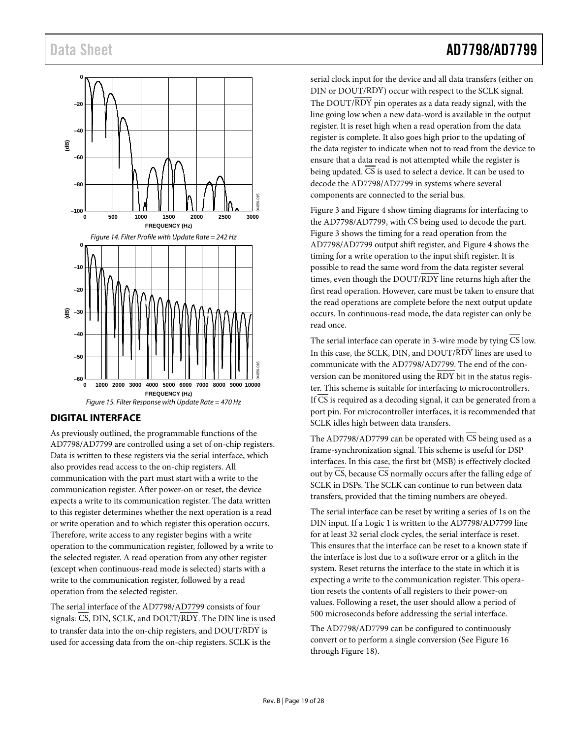Figure 14. Filter Profile with Update Rate = 242 Hz

Figure 15. Filter Response with Update Rate = 470 Hz

## DIGITAL INTERFACE

As previously outlined, the programmable functions of the AD7798/AD7799 are controlled using a set of on-chip registers. Data is written to these registers via the serial interface, which also provides read access to the on-chip registers. All communication with the part must start with a write to the communication register. After power-on or reset, the device expects a write to its communication register. The data written to this register determines whether the next operation is a read or write operation and to which register this operation occurs. Therefore, write access to any register begins with a write operation to the communication register, followed by a write to the selected register. A read operation from any other register (except when continuous-read mode is selected) starts with a write to the communication register, followed by a read operation from the selected register.

The serial interface of the AD7798/AD7799 consists of four signals: CS, DIN, SCLK, and DOUT/RDY. The DIN line is used to transfer data into the on-chip registers, and DOUT/RDY is used for accessing data from the on-chip registers. SCLK is the serial clock input for the device and all data transfers (either on DIN or DOUT/RDY) occur with respect to the SCLK signal. The DOUT/RDY pin operates as a data ready signal, with the line going low when a new data-word is available in the output register. It is reset high when a read operation from the data register is complete. It also goes high prior to the updating of the data register to indicate when not to read from the device to ensure that a data read is not attempted while the register is being updated. CS is used to select a device. It can be used to decode the AD7798/AD7799 in systems where several components are connected to the serial bus.

Figure 3 and Figure 4 show timing diagrams for interfacing to the AD7798/AD7799, with CS being used to decode the part. Figure 3 shows the timing for a read operation from the AD7798/AD7799 output shift register, and Figure 4 shows the timing for a write operation to the input shift register. It is possible to read the same word from the data register several times, even though the DOUT/RDY line returns high after the first read operation. However, care must be taken to ensure that the read operations are complete before the next output update occurs. In continuous-read mode, the data register can only be read once.

The serial interface can operate in 3-wire mode by tying CS low. In this case, the SCLK, DIN, and DOUT/RDY lines are used to communicate with the AD7798/AD7799. The end of the conversion can be monitored using the RDY bit in the status register. This scheme is suitable for interfacing to microcontrollers. If CS is required as a decoding signal, it can be generated from a port pin. For microcontroller interfaces, it is recommended that SCLK idles high between data transfers.

The AD7798/AD7799 can be operated with CS being used as a frame-synchronization signal. This scheme is useful for DSP interfaces. In this case, the first bit (MSB) is effectively clocked out by CS, because CS normally occurs after the falling edge of SCLK in DSPs. The SCLK can continue to run between data transfers, provided that the timing numbers are obeyed.

The serial interface can be reset by writing a series of 1s on the DIN input. If a Logic 1 is written to the AD7798/AD7799 line for at least 32 serial clock cycles, the serial interface is reset. This ensures that the interface can be reset to a known state if the interface is lost due to a software error or a glitch in the system. Reset returns the interface to the state in which it is expecting a write to the communication register. This operation resets the contents of all registers to their power-on values. Following a reset, the user should allow a period of 500 microseconds before addressing the serial interface.

The AD7798/AD7799 can be configured to continuously convert or to perform a single conversion (See Figure 16 through Figure 18).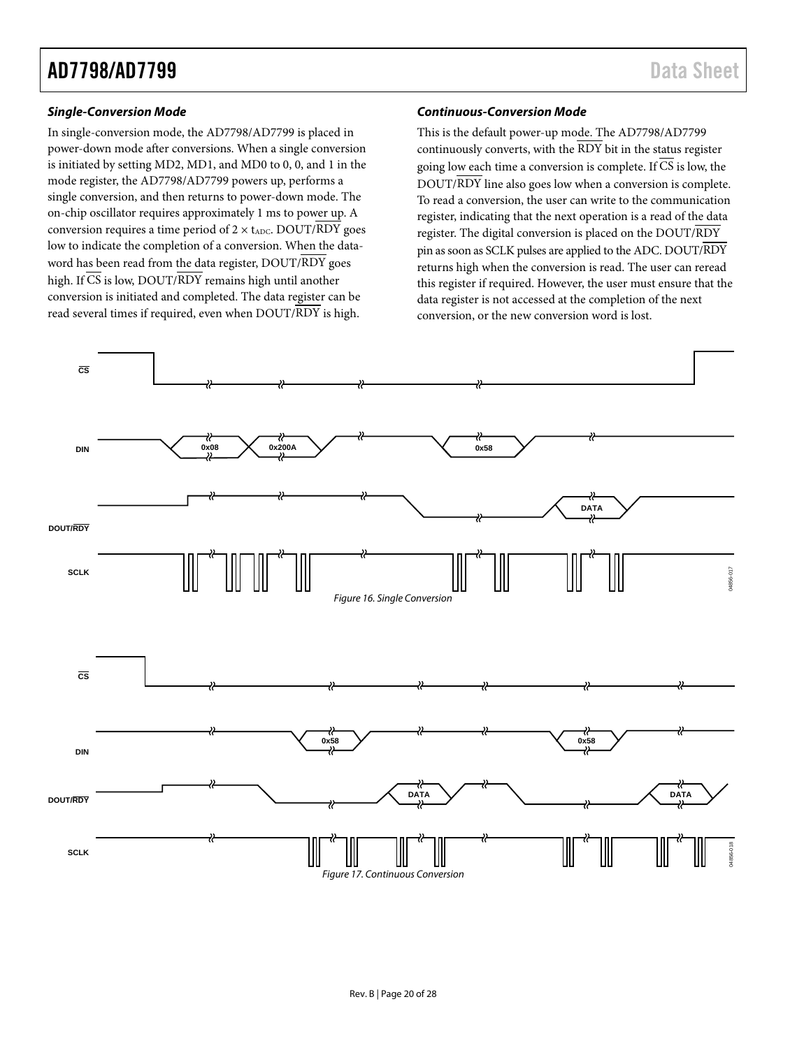### *Single-Conversion Mode*

In single-conversion mode, the AD7798/AD7799 is placed in power-down mode after conversions. When a single conversion is initiated by setting MD2, MD1, and MD0 to 0, 0, and 1 in the mode register, the AD7798/AD7799 powers up, performs a single conversion, and then returns to power-down mode. The on-chip oscillator requires approximately 1 ms to power up. A conversion requires a time period of $2 \times t_{ADC}$. DOUT/$\overline{RDY}$ goes low to indicate the completion of a conversion. When the data-word has been read from the data register, DOUT/$\overline{RDY}$ goes high. If $\overline{CS}$ is low, DOUT/$\overline{RDY}$ remains high until another conversion is initiated and completed. The data register can be read several times if required, even when DOUT/$\overline{RDY}$ is high.

### *Continuous-Conversion Mode*

This is the default power-up mode. The AD7798/AD7799 continuously converts, with the $\overline{RDY}$ bit in the status register going low each time a conversion is complete. If $\overline{CS}$ is low, the DOUT/$\overline{RDY}$ line also goes low when a conversion is complete. To read a conversion, the user can write to the communication register, indicating that the next operation is a read of the data register. The digital conversion is placed on the DOUT/$\overline{RDY}$ pin as soon as SCLK pulses are applied to the ADC. DOUT/$\overline{RDY}$ returns high when the conversion is read. The user can reread this register if required. However, the user must ensure that the data register is not accessed at the completion of the next conversion, or the new conversion word is lost.

*Figure 16. Single Conversion*

*Figure 17. Continuous Conversion*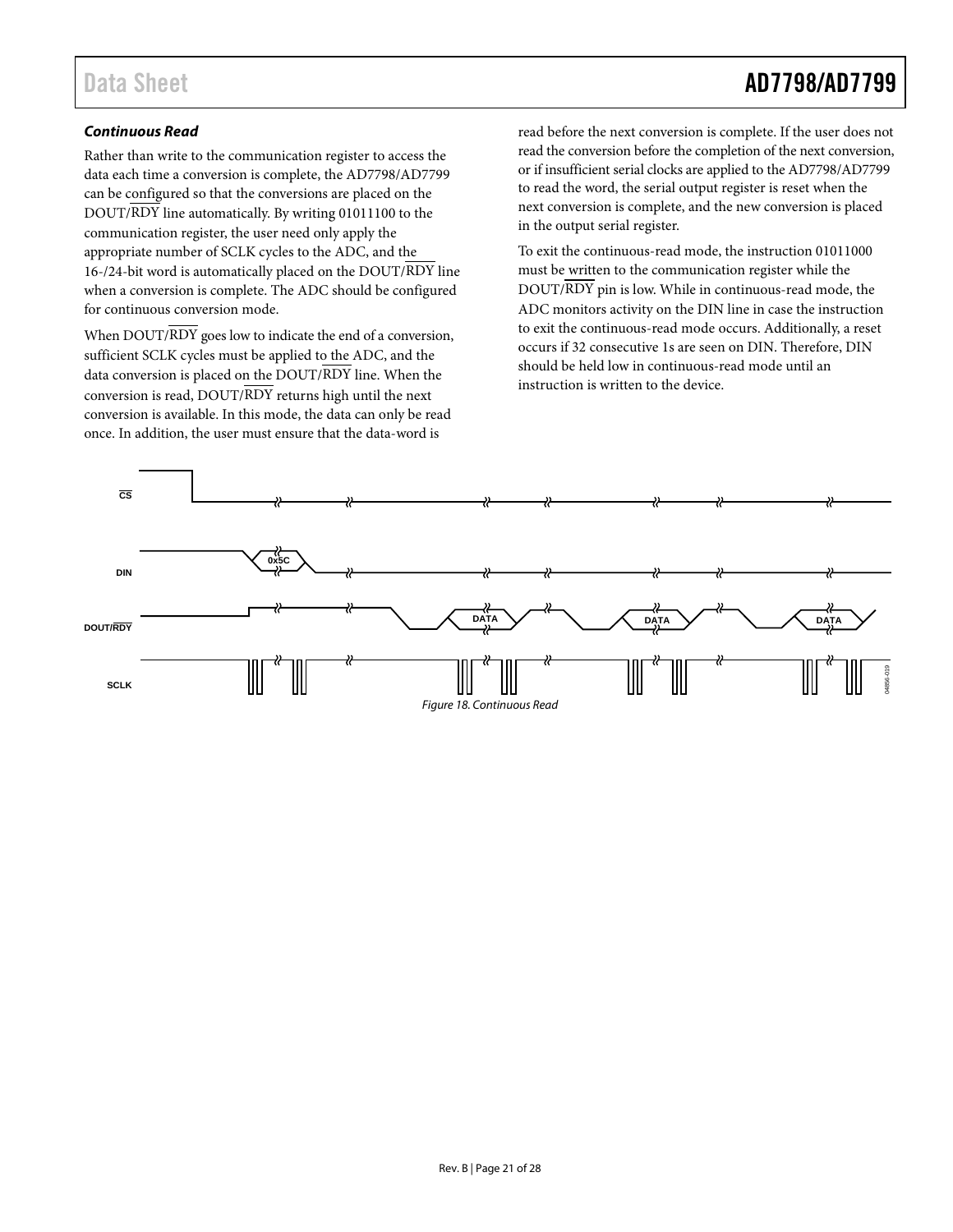### *Continuous Read*

Rather than write to the communication register to access the data each time a conversion is complete, the AD7798/AD7799 can be configured so that the conversions are placed on the DOUT/$\overline{\text{RDY}}$ line automatically. By writing 01011100 to the communication register, the user need only apply the appropriate number of SCLK cycles to the ADC, and the 16-/24-bit word is automatically placed on the DOUT/$\overline{\text{RDY}}$ line when a conversion is complete. The ADC should be configured for continuous conversion mode.

When DOUT/$\overline{\text{RDY}}$ goes low to indicate the end of a conversion, sufficient SCLK cycles must be applied to the ADC, and the data conversion is placed on the DOUT/$\overline{\text{RDY}}$ line. When the conversion is read, DOUT/$\overline{\text{RDY}}$ returns high until the next conversion is available. In this mode, the data can only be read once. In addition, the user must ensure that the data-word is read before the next conversion is complete. If the user does not read the conversion before the completion of the next conversion, or if insufficient serial clocks are applied to the AD7798/AD7799 to read the word, the serial output register is reset when the next conversion is complete, and the new conversion is placed in the output serial register.

To exit the continuous-read mode, the instruction 01011000 must be written to the communication register while the DOUT/$\overline{\text{RDY}}$ pin is low. While in continuous-read mode, the ADC monitors activity on the DIN line in case the instruction to exit the continuous-read mode occurs. Additionally, a reset occurs if 32 consecutive 1s are seen on DIN. Therefore, DIN should be held low in continuous-read mode until an instruction is written to the device.

Figure 18. Continuous Read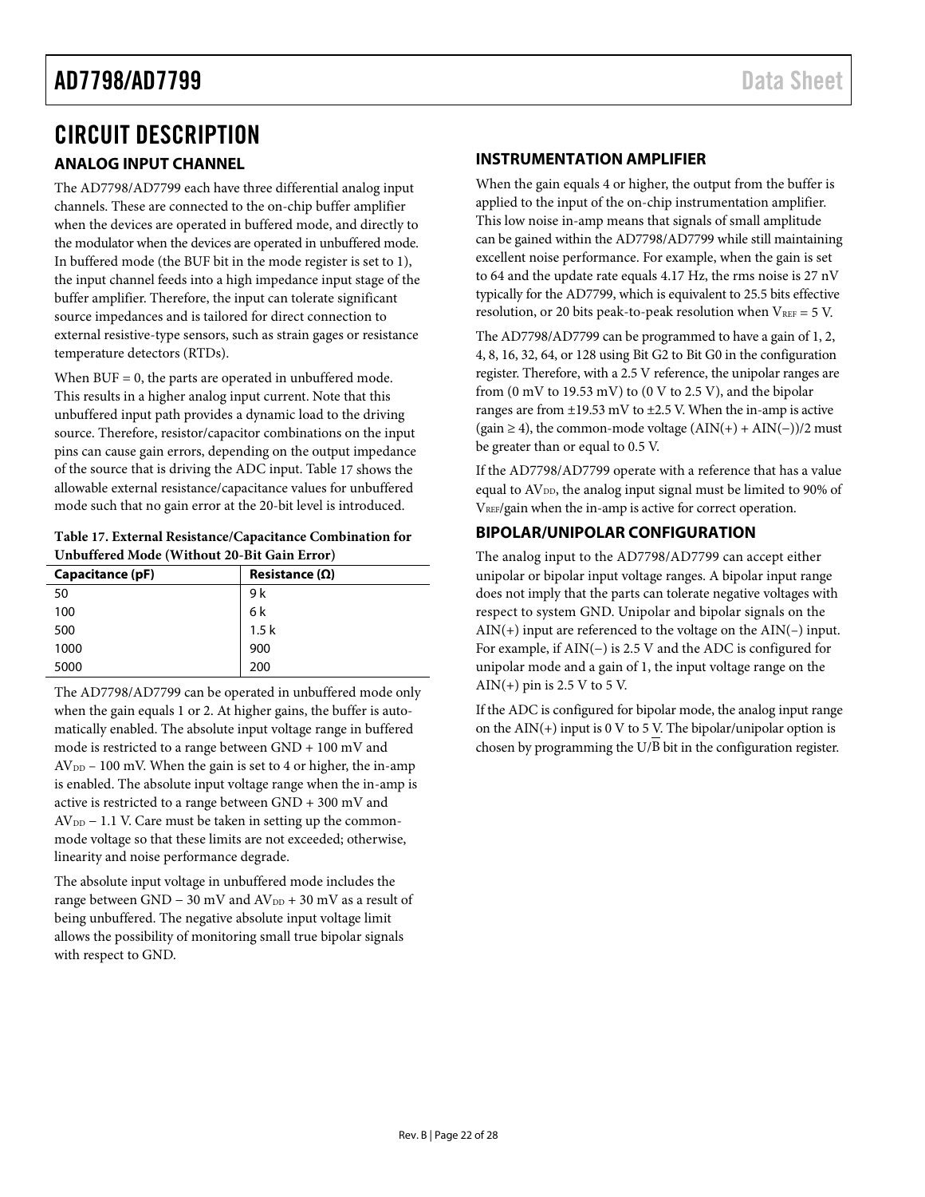# CIRCUIT DESCRIPTION

## ANALOG INPUT CHANNEL

The AD7798/AD7799 each have three differential analog input channels. These are connected to the on-chip buffer amplifier when the devices are operated in buffered mode, and directly to the modulator when the devices are operated in unbuffered mode. In buffered mode (the BUF bit in the mode register is set to 1), the input channel feeds into a high impedance input stage of the buffer amplifier. Therefore, the input can tolerate significant source impedances and is tailored for direct connection to external resistive-type sensors, such as strain gages or resistance temperature detectors (RTDs).

When BUF = 0, the parts are operated in unbuffered mode. This results in a higher analog input current. Note that this unbuffered input path provides a dynamic load to the driving source. Therefore, resistor/capacitor combinations on the input pins can cause gain errors, depending on the output impedance of the source that is driving the ADC input. Table 17 shows the allowable external resistance/capacitance values for unbuffered mode such that no gain error at the 20-bit level is introduced.

**Table 17. External Resistance/Capacitance Combination for Unbuffered Mode (Without 20-Bit Gain Error)**

| Capacitance (pF) | Resistance (Ω) |
|---|---|
| 50 | 9 k |
| 100 | 6 k |
| 500 | 1.5 k |
| 1000 | 900 |
| 5000 | 200 |

The AD7798/AD7799 can be operated in unbuffered mode only when the gain equals 1 or 2. At higher gains, the buffer is automatically enabled. The absolute input voltage range in buffered mode is restricted to a range between GND + 100 mV and $AV_{DD}$ − 100 mV. When the gain is set to 4 or higher, the in-amp is enabled. The absolute input voltage range when the in-amp is active is restricted to a range between GND + 300 mV and $AV_{DD}$ − 1.1 V. Care must be taken in setting up the common-mode voltage so that these limits are not exceeded; otherwise, linearity and noise performance degrade.

The absolute input voltage in unbuffered mode includes the range between GND − 30 mV and $AV_{DD}$ + 30 mV as a result of being unbuffered. The negative absolute input voltage limit allows the possibility of monitoring small true bipolar signals with respect to GND.

## INSTRUMENTATION AMPLIFIER

When the gain equals 4 or higher, the output from the buffer is applied to the input of the on-chip instrumentation amplifier. This low noise in-amp means that signals of small amplitude can be gained within the AD7798/AD7799 while still maintaining excellent noise performance. For example, when the gain is set to 64 and the update rate equals 4.17 Hz, the rms noise is 27 nV typically for the AD7799, which is equivalent to 25.5 bits effective resolution, or 20 bits peak-to-peak resolution when $V_{REF}$ = 5 V.

The AD7798/AD7799 can be programmed to have a gain of 1, 2, 4, 8, 16, 32, 64, or 128 using Bit G2 to Bit G0 in the configuration register. Therefore, with a 2.5 V reference, the unipolar ranges are from (0 mV to 19.53 mV) to (0 V to 2.5 V), and the bipolar ranges are from ±19.53 mV to ±2.5 V. When the in-amp is active (gain ≥ 4), the common-mode voltage (AIN(+) + AIN(−))/2 must be greater than or equal to 0.5 V.

If the AD7798/AD7799 operate with a reference that has a value equal to $AV_{DD}$, the analog input signal must be limited to 90% of $V_{REF}$/gain when the in-amp is active for correct operation.

## BIPOLAR/UNIPOLAR CONFIGURATION

The analog input to the AD7798/AD7799 can accept either unipolar or bipolar input voltage ranges. A bipolar input range does not imply that the parts can tolerate negative voltages with respect to system GND. Unipolar and bipolar signals on the AIN(+) input are referenced to the voltage on the AIN(−) input. For example, if AIN(−) is 2.5 V and the ADC is configured for unipolar mode and a gain of 1, the input voltage range on the AIN(+) pin is 2.5 V to 5 V.

If the ADC is configured for bipolar mode, the analog input range on the AIN(+) input is 0 V to 5 V. The bipolar/unipolar option is chosen by programming the U/$\overline{B}$ bit in the configuration register.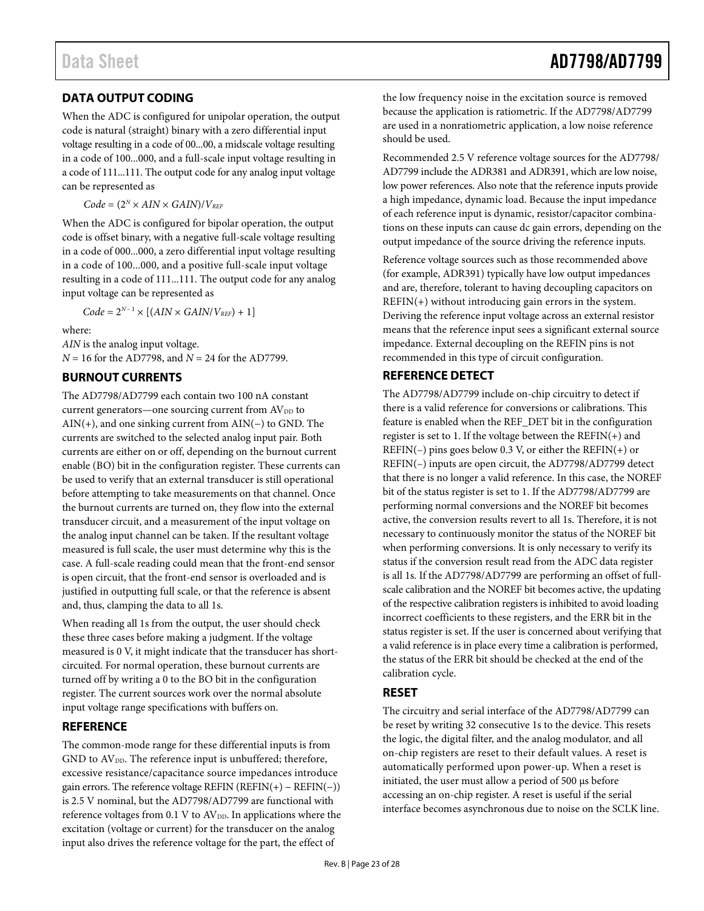## DATA OUTPUT CODING

When the ADC is configured for unipolar operation, the output code is natural (straight) binary with a zero differential input voltage resulting in a code of 00...00, a midscale voltage resulting in a code of 100...000, and a full-scale input voltage resulting in a code of 111...111. The output code for any analog input voltage can be represented as

$$Code = (2^N \times AIN \times GAIN)/V_{REF}$$

When the ADC is configured for bipolar operation, the output code is offset binary, with a negative full-scale voltage resulting in a code of 000...000, a zero differential input voltage resulting in a code of 100...000, and a positive full-scale input voltage resulting in a code of 111...111. The output code for any analog input voltage can be represented as

$$Code = 2^{N-1} \times [(AIN \times GAIN/V_{REF}) + 1]$$

where:
*AIN* is the analog input voltage.
*N* = 16 for the AD7798, and *N* = 24 for the AD7799.

## BURNOUT CURRENTS

The AD7798/AD7799 each contain two 100 nA constant current generators—one sourcing current from $AV_{DD}$ to AIN(+), and one sinking current from AIN(−) to GND. The currents are switched to the selected analog input pair. Both currents are either on or off, depending on the burnout current enable (BO) bit in the configuration register. These currents can be used to verify that an external transducer is still operational before attempting to take measurements on that channel. Once the burnout currents are turned on, they flow into the external transducer circuit, and a measurement of the input voltage on the analog input channel can be taken. If the resultant voltage measured is full scale, the user must determine why this is the case. A full-scale reading could mean that the front-end sensor is open circuit, that the front-end sensor is overloaded and is justified in outputting full scale, or that the reference is absent and, thus, clamping the data to all 1s.

When reading all 1s from the output, the user should check these three cases before making a judgment. If the voltage measured is 0 V, it might indicate that the transducer has short-circuited. For normal operation, these burnout currents are turned off by writing a 0 to the BO bit in the configuration register. The current sources work over the normal absolute input voltage range specifications with buffers on.

## REFERENCE

The common-mode range for these differential inputs is from GND to $AV_{DD}$. The reference input is unbuffered; therefore, excessive resistance/capacitance source impedances introduce gain errors. The reference voltage REFIN (REFIN(+) − REFIN(−)) is 2.5 V nominal, but the AD7798/AD7799 are functional with reference voltages from 0.1 V to $AV_{DD}$. In applications where the excitation (voltage or current) for the transducer on the analog input also drives the reference voltage for the part, the effect of the low frequency noise in the excitation source is removed because the application is ratiometric. If the AD7798/AD7799 are used in a nonratiometric application, a low noise reference should be used.

Recommended 2.5 V reference voltage sources for the AD7798/AD7799 include the ADR381 and ADR391, which are low noise, low power references. Also note that the reference inputs provide a high impedance, dynamic load. Because the input impedance of each reference input is dynamic, resistor/capacitor combinations on these inputs can cause dc gain errors, depending on the output impedance of the source driving the reference inputs.

Reference voltage sources such as those recommended above (for example, ADR391) typically have low output impedances and are, therefore, tolerant to having decoupling capacitors on REFIN(+) without introducing gain errors in the system. Deriving the reference input voltage across an external resistor means that the reference input sees a significant external source impedance. External decoupling on the REFIN pins is not recommended in this type of circuit configuration.

## REFERENCE DETECT

The AD7798/AD7799 include on-chip circuitry to detect if there is a valid reference for conversions or calibrations. This feature is enabled when the REF_DET bit in the configuration register is set to 1. If the voltage between the REFIN(+) and REFIN(−) pins goes below 0.3 V, or either the REFIN(+) or REFIN(−) inputs are open circuit, the AD7798/AD7799 detect that there is no longer a valid reference. In this case, the NOREF bit of the status register is set to 1. If the AD7798/AD7799 are performing normal conversions and the NOREF bit becomes active, the conversion results revert to all 1s. Therefore, it is not necessary to continuously monitor the status of the NOREF bit when performing conversions. It is only necessary to verify its status if the conversion result read from the ADC data register is all 1s. If the AD7798/AD7799 are performing an offset of full-scale calibration and the NOREF bit becomes active, the updating of the respective calibration registers is inhibited to avoid loading incorrect coefficients to these registers, and the ERR bit in the status register is set. If the user is concerned about verifying that a valid reference is in place every time a calibration is performed, the status of the ERR bit should be checked at the end of the calibration cycle.

## RESET

The circuitry and serial interface of the AD7798/AD7799 can be reset by writing 32 consecutive 1s to the device. This resets the logic, the digital filter, and the analog modulator, and all on-chip registers are reset to their default values. A reset is automatically performed upon power-up. When a reset is initiated, the user must allow a period of 500 μs before accessing an on-chip register. A reset is useful if the serial interface becomes asynchronous due to noise on the SCLK line.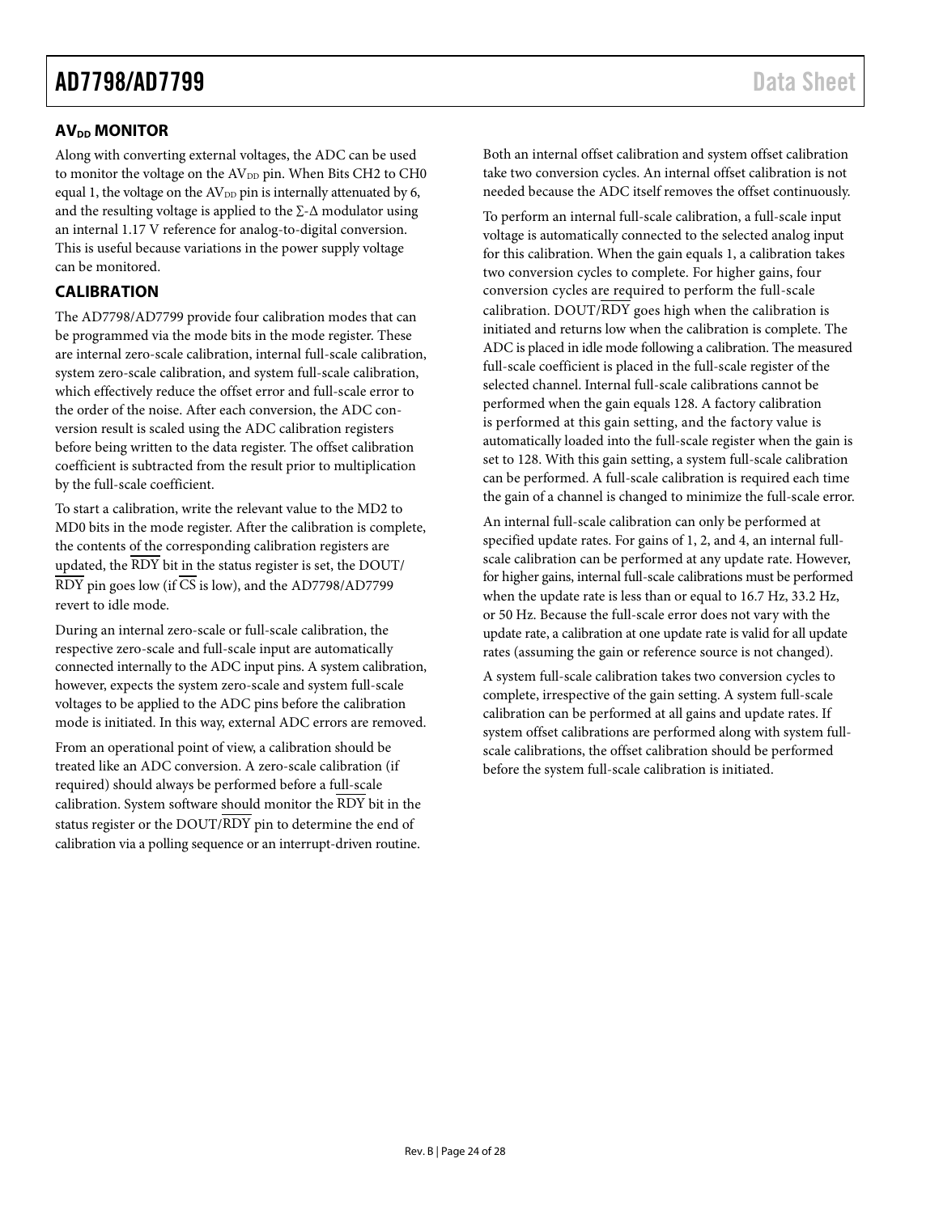## $AV_{DD}$ MONITOR

Along with converting external voltages, the ADC can be used to monitor the voltage on the $AV_{DD}$ pin. When Bits CH2 to CH0 equal 1, the voltage on the $AV_{DD}$ pin is internally attenuated by 6, and the resulting voltage is applied to the Σ-Δ modulator using an internal 1.17 V reference for analog-to-digital conversion. This is useful because variations in the power supply voltage can be monitored.

## CALIBRATION

The AD7798/AD7799 provide four calibration modes that can be programmed via the mode bits in the mode register. These are internal zero-scale calibration, internal full-scale calibration, system zero-scale calibration, and system full-scale calibration, which effectively reduce the offset error and full-scale error to the order of the noise. After each conversion, the ADC conversion result is scaled using the ADC calibration registers before being written to the data register. The offset calibration coefficient is subtracted from the result prior to multiplication by the full-scale coefficient.

To start a calibration, write the relevant value to the MD2 to MD0 bits in the mode register. After the calibration is complete, the contents of the corresponding calibration registers are updated, the $\overline{RDY}$ bit in the status register is set, the DOUT/$\overline{RDY}$ pin goes low (if $\overline{CS}$ is low), and the AD7798/AD7799 revert to idle mode.

During an internal zero-scale or full-scale calibration, the respective zero-scale and full-scale input are automatically connected internally to the ADC input pins. A system calibration, however, expects the system zero-scale and system full-scale voltages to be applied to the ADC pins before the calibration mode is initiated. In this way, external ADC errors are removed.

From an operational point of view, a calibration should be treated like an ADC conversion. A zero-scale calibration (if required) should always be performed before a full-scale calibration. System software should monitor the $\overline{RDY}$ bit in the status register or the DOUT/$\overline{RDY}$ pin to determine the end of calibration via a polling sequence or an interrupt-driven routine.

Both an internal offset calibration and system offset calibration take two conversion cycles. An internal offset calibration is not needed because the ADC itself removes the offset continuously.

To perform an internal full-scale calibration, a full-scale input voltage is automatically connected to the selected analog input for this calibration. When the gain equals 1, a calibration takes two conversion cycles to complete. For higher gains, four conversion cycles are required to perform the full-scale calibration. DOUT/$\overline{RDY}$ goes high when the calibration is initiated and returns low when the calibration is complete. The ADC is placed in idle mode following a calibration. The measured full-scale coefficient is placed in the full-scale register of the selected channel. Internal full-scale calibrations cannot be performed when the gain equals 128. A factory calibration is performed at this gain setting, and the factory value is automatically loaded into the full-scale register when the gain is set to 128. With this gain setting, a system full-scale calibration can be performed. A full-scale calibration is required each time the gain of a channel is changed to minimize the full-scale error.

An internal full-scale calibration can only be performed at specified update rates. For gains of 1, 2, and 4, an internal full-scale calibration can be performed at any update rate. However, for higher gains, internal full-scale calibrations must be performed when the update rate is less than or equal to 16.7 Hz, 33.2 Hz, or 50 Hz. Because the full-scale error does not vary with the update rate, a calibration at one update rate is valid for all update rates (assuming the gain or reference source is not changed).

A system full-scale calibration takes two conversion cycles to complete, irrespective of the gain setting. A system full-scale calibration can be performed at all gains and update rates. If system offset calibrations are performed along with system full-scale calibrations, the offset calibration should be performed before the system full-scale calibration is initiated.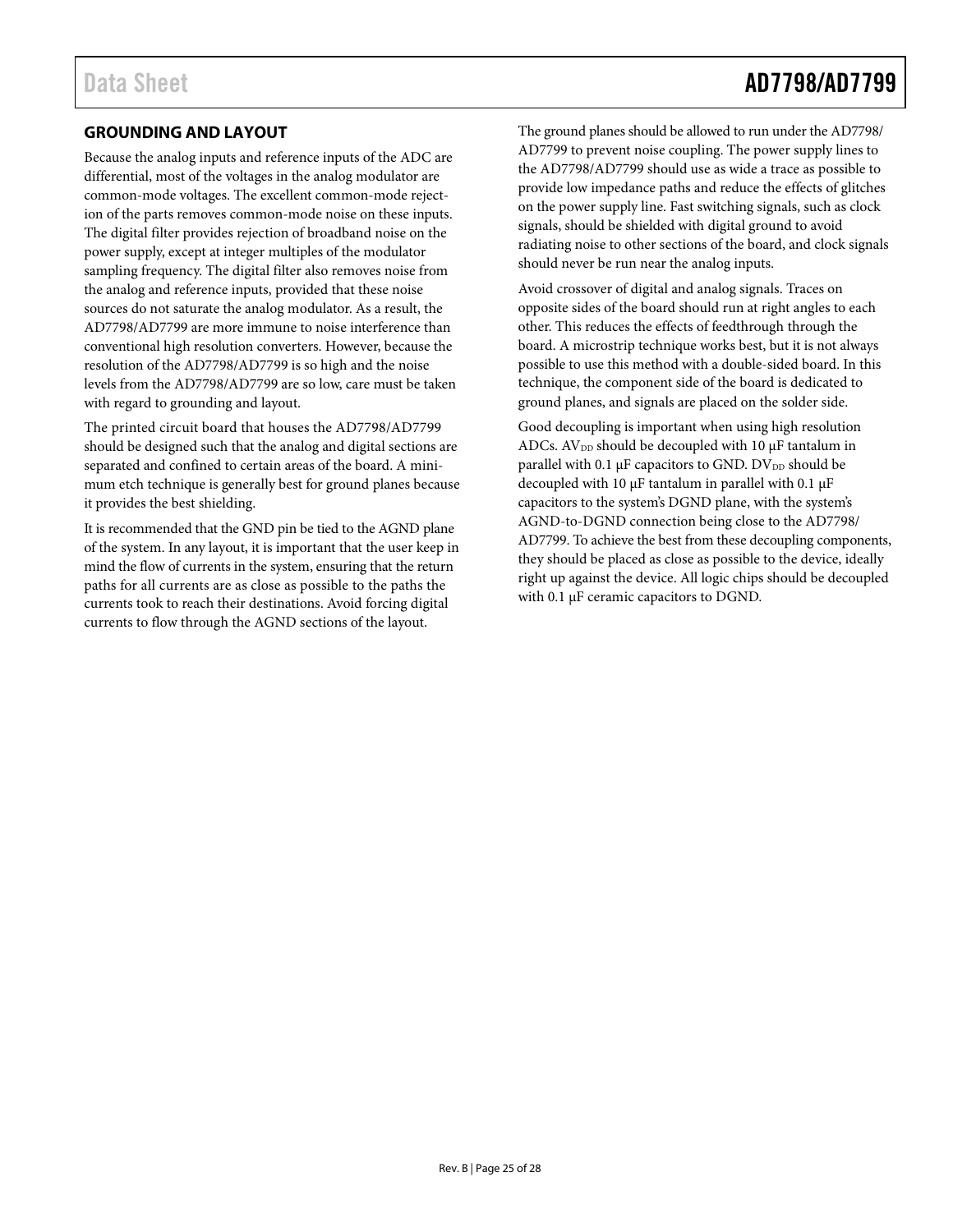## GROUNDING AND LAYOUT

Because the analog inputs and reference inputs of the ADC are differential, most of the voltages in the analog modulator are common-mode voltages. The excellent common-mode rejection of the parts removes common-mode noise on these inputs. The digital filter provides rejection of broadband noise on the power supply, except at integer multiples of the modulator sampling frequency. The digital filter also removes noise from the analog and reference inputs, provided that these noise sources do not saturate the analog modulator. As a result, the AD7798/AD7799 are more immune to noise interference than conventional high resolution converters. However, because the resolution of the AD7798/AD7799 is so high and the noise levels from the AD7798/AD7799 are so low, care must be taken with regard to grounding and layout.

The printed circuit board that houses the AD7798/AD7799 should be designed such that the analog and digital sections are separated and confined to certain areas of the board. A minimum etch technique is generally best for ground planes because it provides the best shielding.

It is recommended that the GND pin be tied to the AGND plane of the system. In any layout, it is important that the user keep in mind the flow of currents in the system, ensuring that the return paths for all currents are as close as possible to the paths the currents took to reach their destinations. Avoid forcing digital currents to flow through the AGND sections of the layout.

The ground planes should be allowed to run under the AD7798/AD7799 to prevent noise coupling. The power supply lines to the AD7798/AD7799 should use as wide a trace as possible to provide low impedance paths and reduce the effects of glitches on the power supply line. Fast switching signals, such as clock signals, should be shielded with digital ground to avoid radiating noise to other sections of the board, and clock signals should never be run near the analog inputs.

Avoid crossover of digital and analog signals. Traces on opposite sides of the board should run at right angles to each other. This reduces the effects of feedthrough through the board. A microstrip technique works best, but it is not always possible to use this method with a double-sided board. In this technique, the component side of the board is dedicated to ground planes, and signals are placed on the solder side.

Good decoupling is important when using high resolution ADCs. $AV_{DD}$ should be decoupled with 10 μF tantalum in parallel with 0.1 μF capacitors to GND. $DV_{DD}$ should be decoupled with 10 μF tantalum in parallel with 0.1 μF capacitors to the system's DGND plane, with the system's AGND-to-DGND connection being close to the AD7798/AD7799. To achieve the best from these decoupling components, they should be placed as close as possible to the device, ideally right up against the device. All logic chips should be decoupled with 0.1 μF ceramic capacitors to DGND.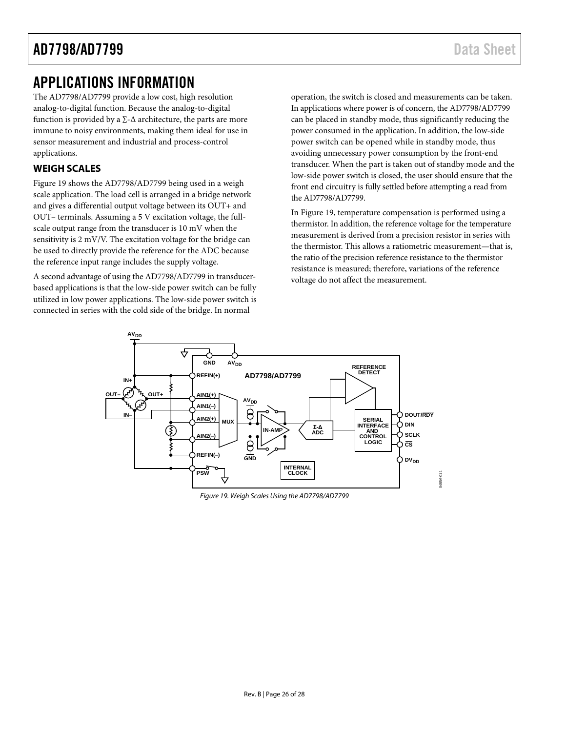# APPLICATIONS INFORMATION

The AD7798/AD7799 provide a low cost, high resolution analog-to-digital function. Because the analog-to-digital function is provided by a ∑-Δ architecture, the parts are more immune to noisy environments, making them ideal for use in sensor measurement and industrial and process-control applications.

## WEIGH SCALES

Figure 19 shows the AD7798/AD7799 being used in a weigh scale application. The load cell is arranged in a bridge network and gives a differential output voltage between its OUT+ and OUT– terminals. Assuming a 5 V excitation voltage, the full-scale output range from the transducer is 10 mV when the sensitivity is 2 mV/V. The excitation voltage for the bridge can be used to directly provide the reference for the ADC because the reference input range includes the supply voltage.

A second advantage of using the AD7798/AD7799 in transducer-based applications is that the low-side power switch can be fully utilized in low power applications. The low-side power switch is connected in series with the cold side of the bridge. In normal operation, the switch is closed and measurements can be taken. In applications where power is of concern, the AD7798/AD7799 can be placed in standby mode, thus significantly reducing the power consumed in the application. In addition, the low-side power switch can be opened while in standby mode, thus avoiding unnecessary power consumption by the front-end transducer. When the part is taken out of standby mode and the low-side power switch is closed, the user should ensure that the front end circuitry is fully settled before attempting a read from the AD7798/AD7799.

In Figure 19, temperature compensation is performed using a thermistor. In addition, the reference voltage for the temperature measurement is derived from a precision resistor in series with the thermistor. This allows a ratiometric measurement—that is, the ratio of the precision reference resistance to the thermistor resistance is measured; therefore, variations of the reference voltage do not affect the measurement.

*Figure 19. Weigh Scales Using the AD7798/AD7799*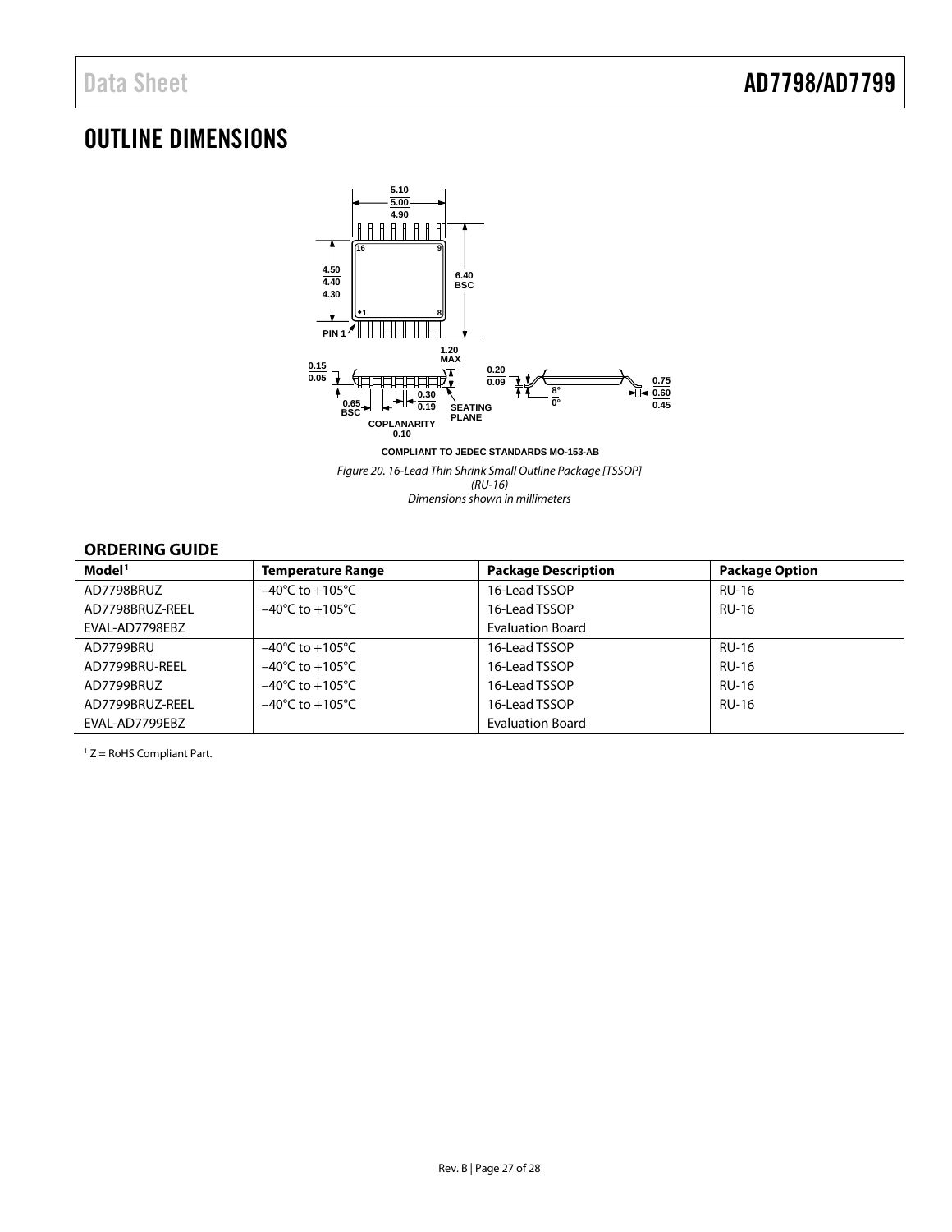# OUTLINE DIMENSIONS

COMPLIANT TO JEDEC STANDARDS MO-153-AB

*Figure 20. 16-Lead Thin Shrink Small Outline Package [TSSOP] (RU-16) Dimensions shown in millimeters*

## ORDERING GUIDE

| Model[1] | Temperature Range | Package Description | Package Option |
|---|---|---|---|
| AD7798BRUZ | −40°C to +105°C | 16-Lead TSSOP | RU-16 |
| AD7798BRUZ-REEL | −40°C to +105°C | 16-Lead TSSOP | RU-16 |
| EVAL-AD7798EBZ | | Evaluation Board | |
| AD7799BRU | −40°C to +105°C | 16-Lead TSSOP | RU-16 |
| AD7799BRU-REEL | −40°C to +105°C | 16-Lead TSSOP | RU-16 |
| AD7799BRUZ | −40°C to +105°C | 16-Lead TSSOP | RU-16 |
| AD7799BRUZ-REEL | −40°C to +105°C | 16-Lead TSSOP | RU-16 |
| EVAL-AD7799EBZ | | Evaluation Board | |

[1] Z = RoHS Compliant Part.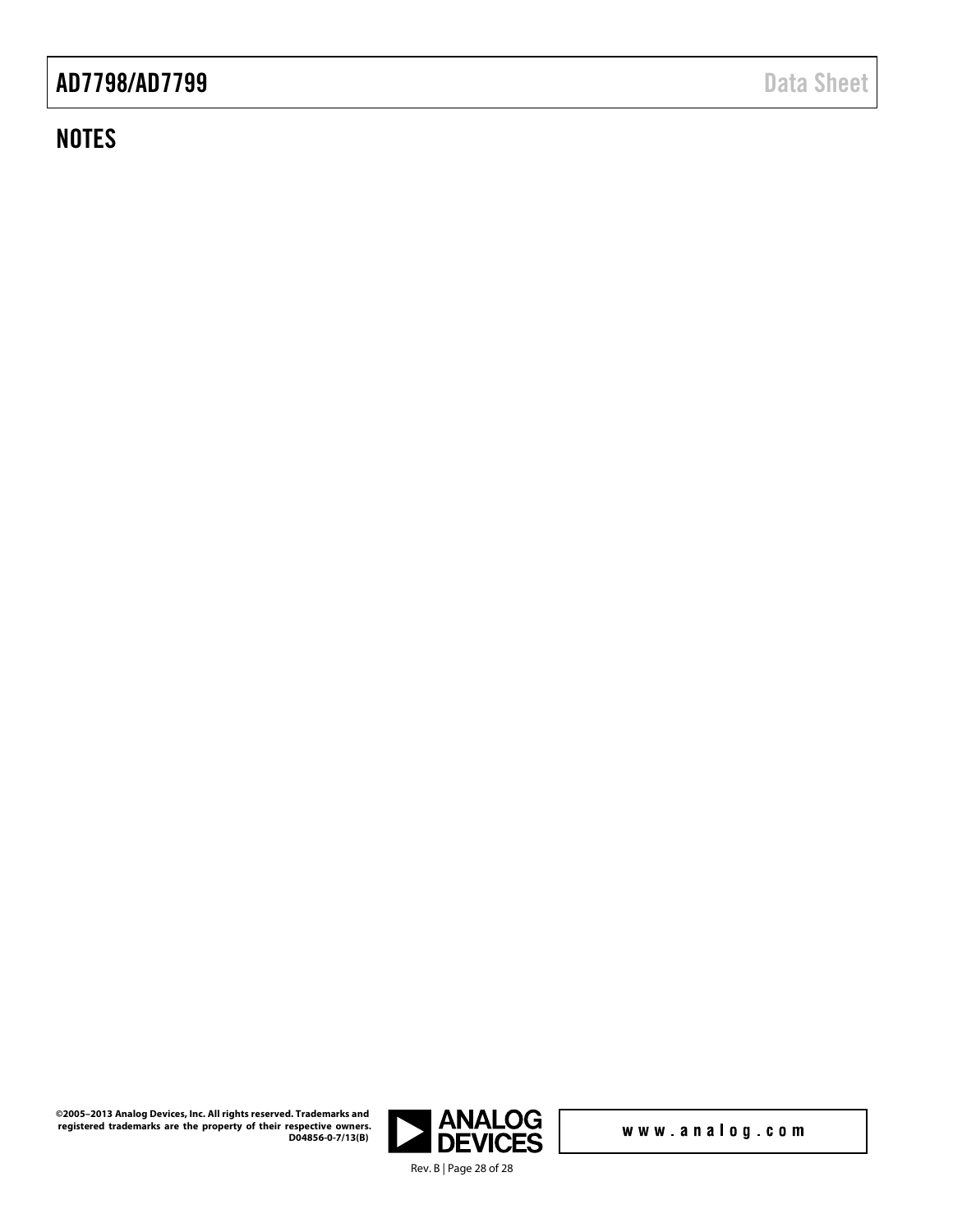## NOTES

©2005–2013 Analog Devices, Inc. All rights reserved. Trademarks and registered trademarks are the property of their respective owners.
D04856-0-7/13(B)

www.analog.com